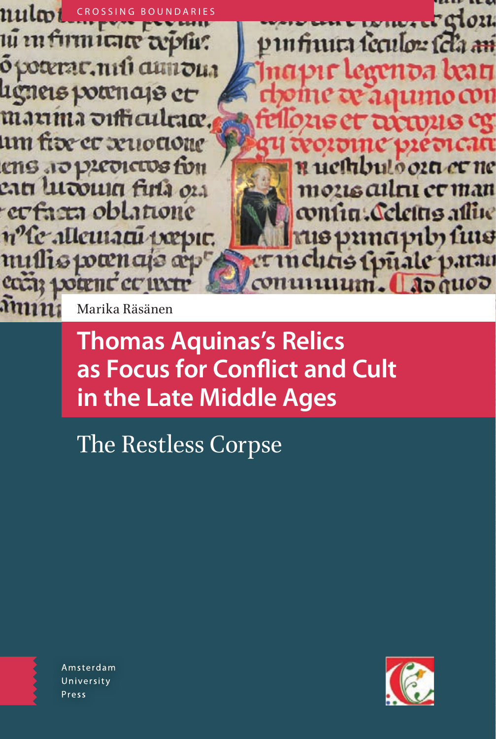CROSSING BOUNDARIES

Marika Räsänen

# Thomas Aquinas's Relics as Focus for Conflict and Cult in the Late Middle Ages

## The Restless Corpse

Amsterdam University Press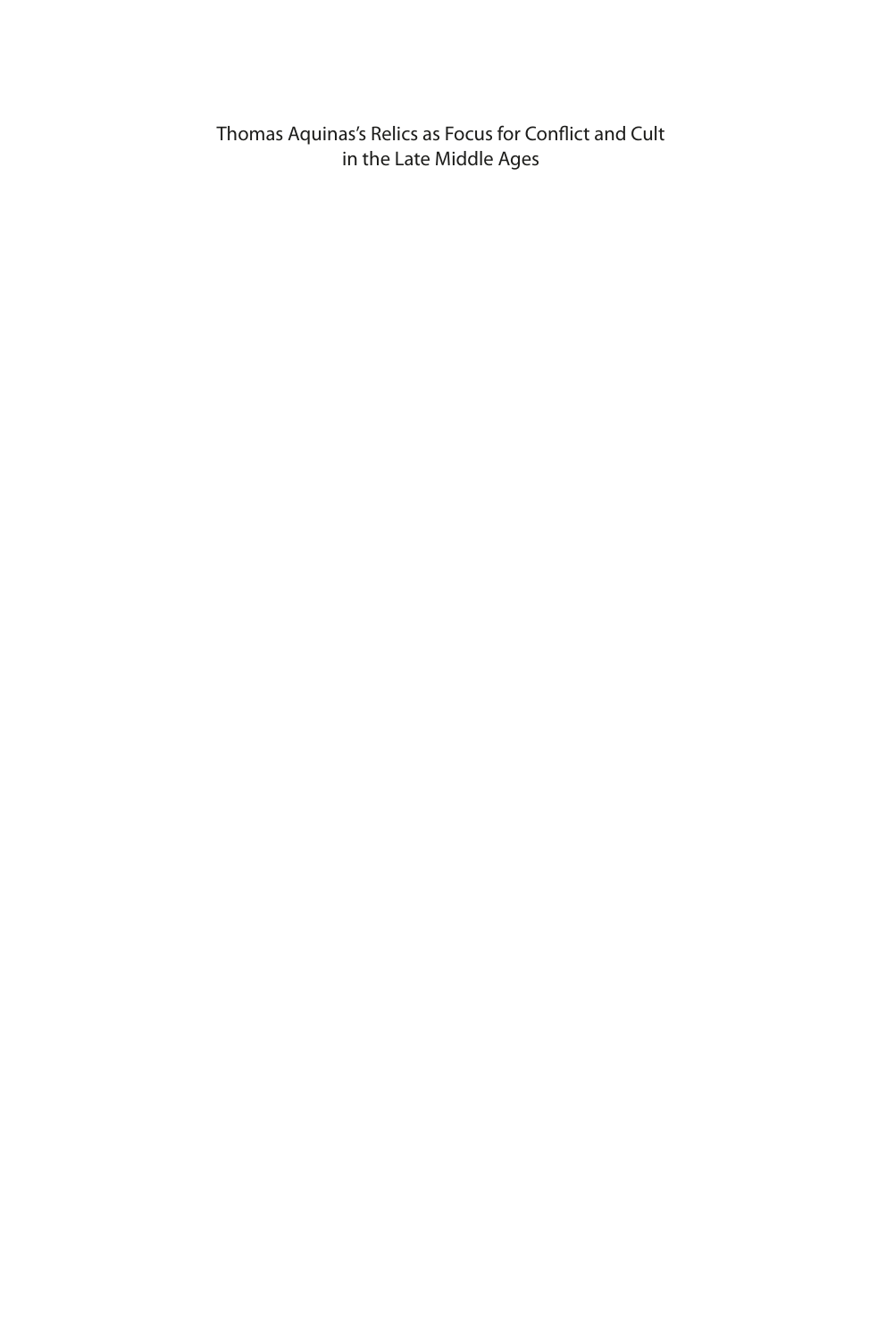Thomas Aquinas's Relics as Focus for Conflict and Cult in the Late Middle Ages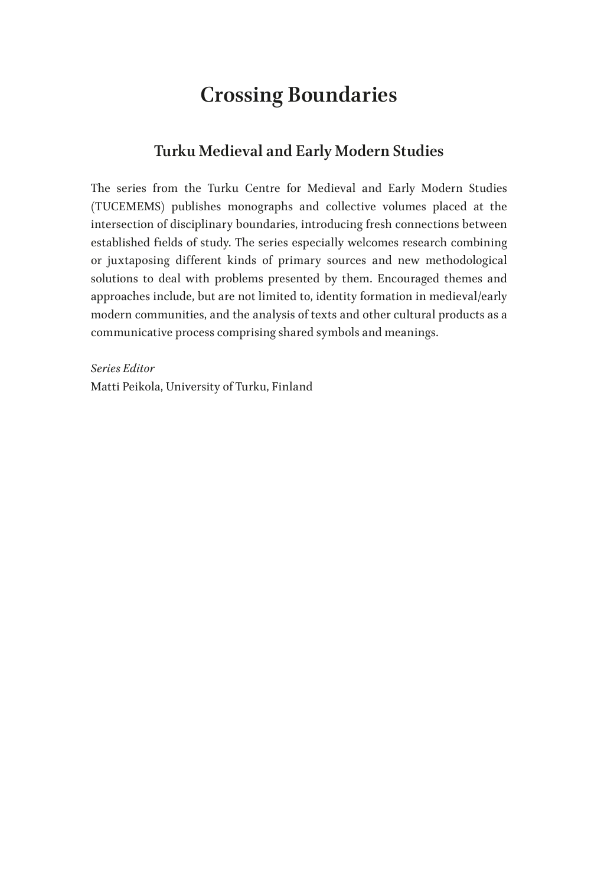# Crossing Boundaries

## Turku Medieval and Early Modern Studies

The series from the Turku Centre for Medieval and Early Modern Studies (TUCEMEMS) publishes monographs and collective volumes placed at the intersection of disciplinary boundaries, introducing fresh connections between established fields of study. The series especially welcomes research combining or juxtaposing different kinds of primary sources and new methodological solutions to deal with problems presented by them. Encouraged themes and approaches include, but are not limited to, identity formation in medieval/early modern communities, and the analysis of texts and other cultural products as a communicative process comprising shared symbols and meanings.

*Series Editor*
Matti Peikola, University of Turku, Finland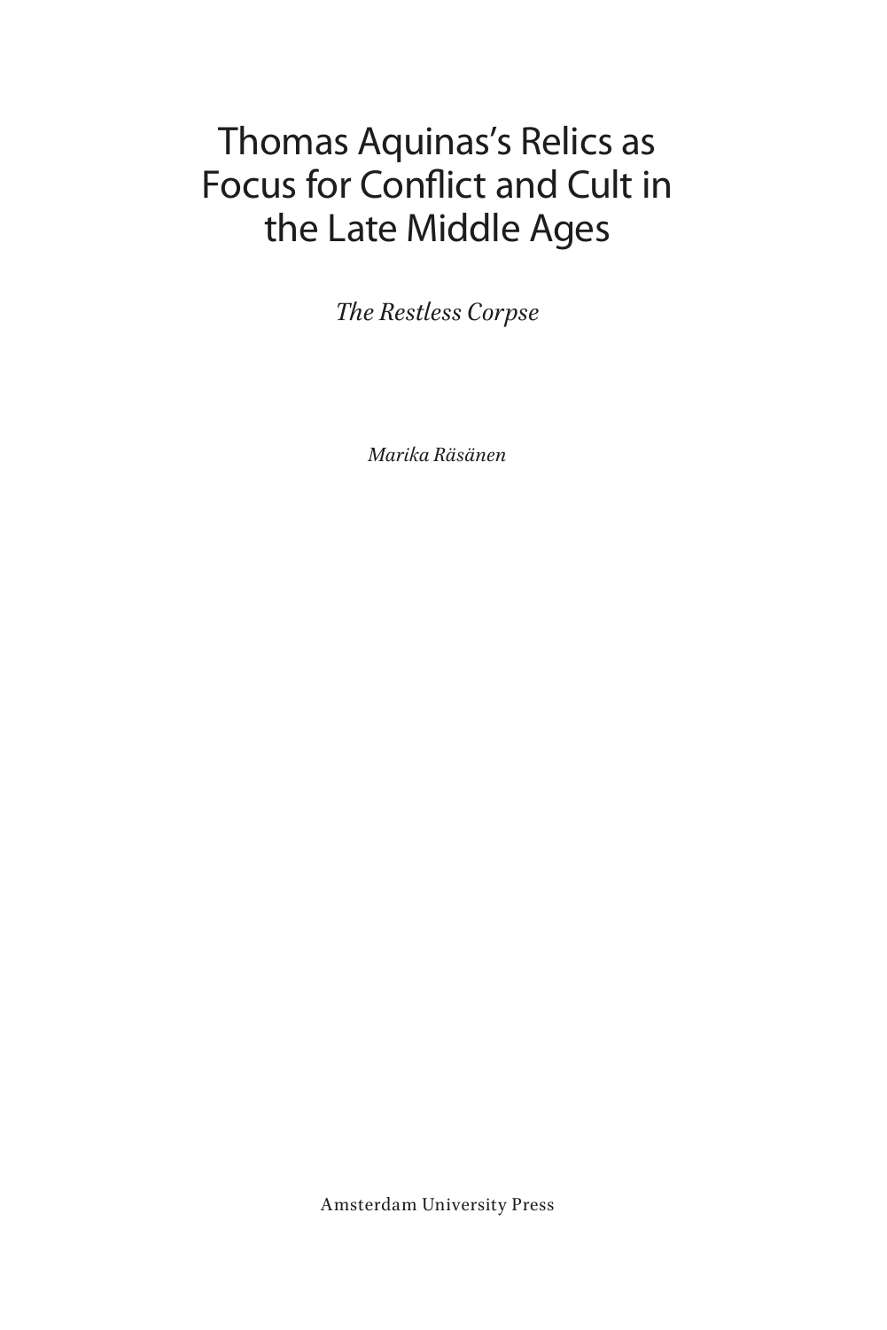# Thomas Aquinas's Relics as Focus for Conflict and Cult in the Late Middle Ages

*The Restless Corpse*

*Marika Räsänen*

Amsterdam University Press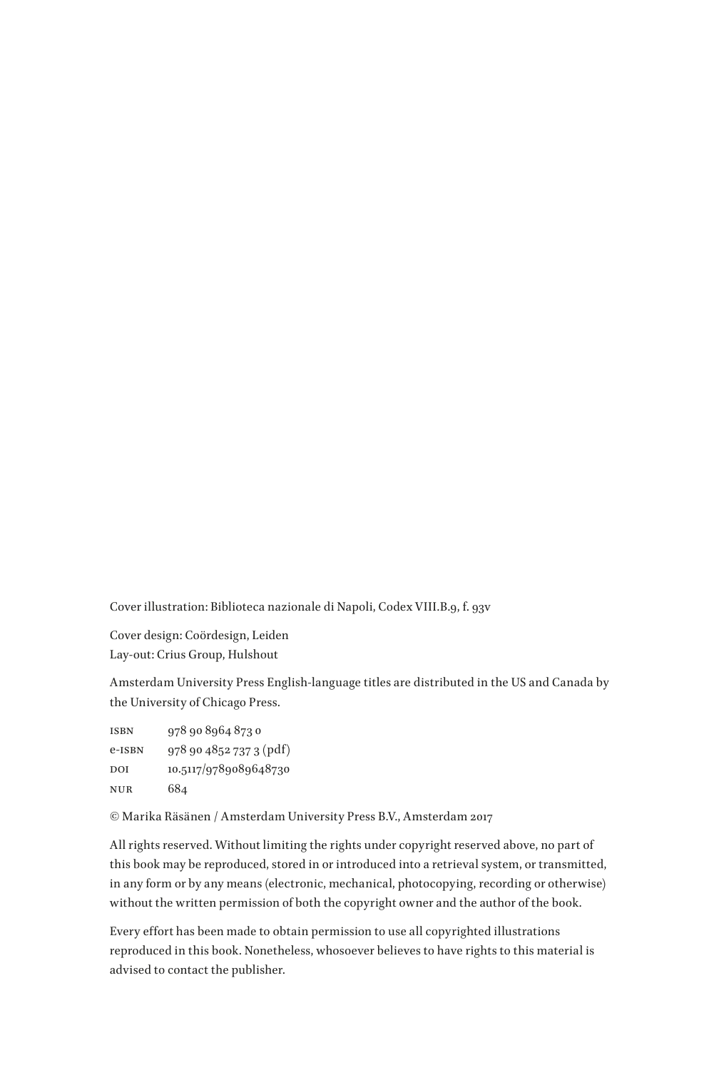Cover illustration: Biblioteca nazionale di Napoli, Codex VIII.B.9, f. 93v

Cover design: Coördesign, Leiden
Lay-out: Crius Group, Hulshout

Amsterdam University Press English-language titles are distributed in the US and Canada by the University of Chicago Press.

| | |
|---|---|
| ISBN | 978 90 8964 873 0 |
| e-ISBN | 978 90 4852 737 3 (pdf) |
| DOI | 10.5117/9789089648730 |
| NUR | 684 |

© Marika Räsänen / Amsterdam University Press B.V., Amsterdam 2017

All rights reserved. Without limiting the rights under copyright reserved above, no part of this book may be reproduced, stored in or introduced into a retrieval system, or transmitted, in any form or by any means (electronic, mechanical, photocopying, recording or otherwise) without the written permission of both the copyright owner and the author of the book.

Every effort has been made to obtain permission to use all copyrighted illustrations reproduced in this book. Nonetheless, whosoever believes to have rights to this material is advised to contact the publisher.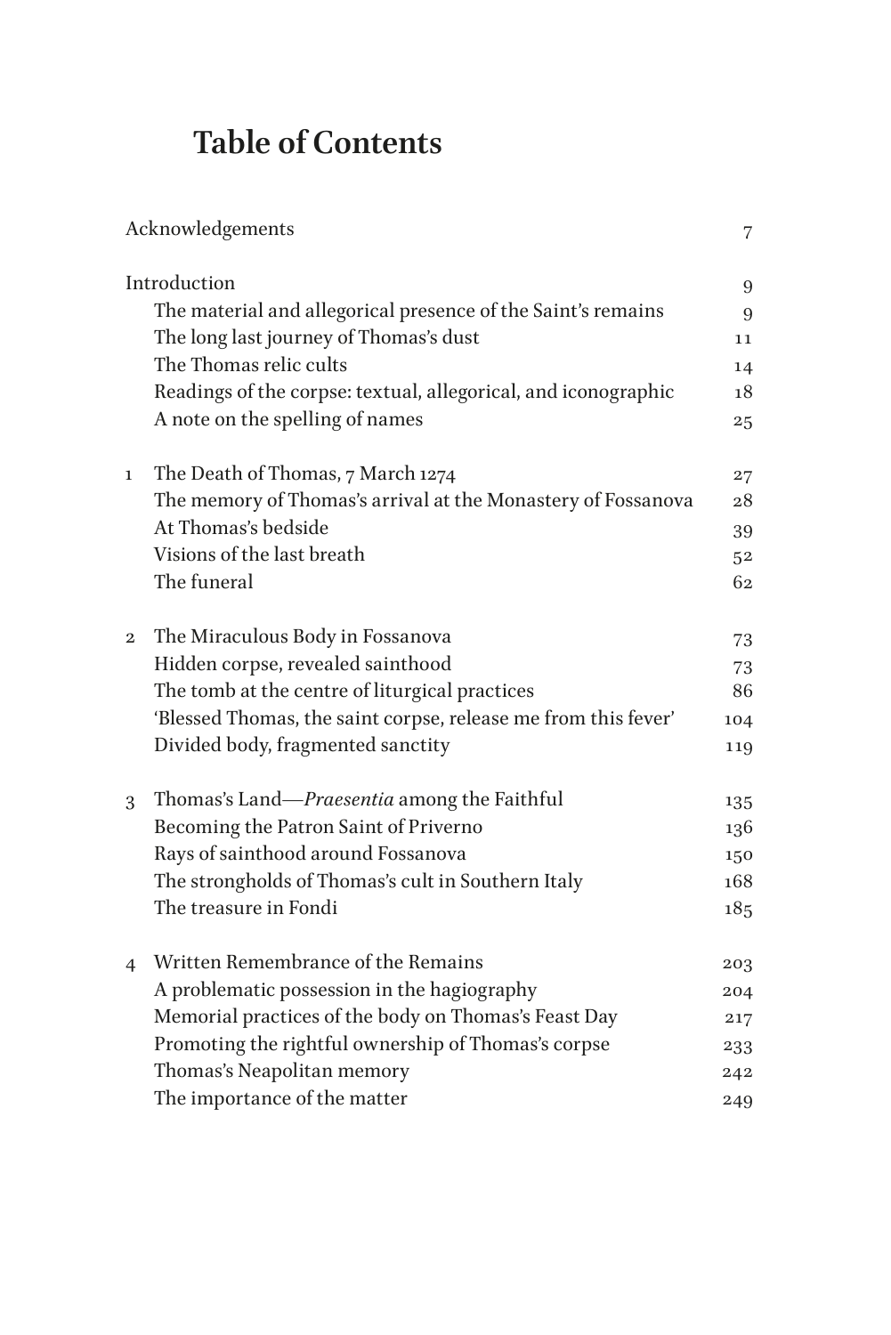# Table of Contents

| | | |
|---|---|---|
| | Acknowledgements | 7 |
| | Introduction | 9 |
| | The material and allegorical presence of the Saint's remains | 9 |
| | The long last journey of Thomas's dust | 11 |
| | The Thomas relic cults | 14 |
| | Readings of the corpse: textual, allegorical, and iconographic | 18 |
| | A note on the spelling of names | 25 |
| 1 | The Death of Thomas, 7 March 1274 | 27 |
| | The memory of Thomas's arrival at the Monastery of Fossanova | 28 |
| | At Thomas's bedside | 39 |
| | Visions of the last breath | 52 |
| | The funeral | 62 |
| 2 | The Miraculous Body in Fossanova | 73 |
| | Hidden corpse, revealed sainthood | 73 |
| | The tomb at the centre of liturgical practices | 86 |
| | 'Blessed Thomas, the saint corpse, release me from this fever' | 104 |
| | Divided body, fragmented sanctity | 119 |
| 3 | Thomas's Land—*Praesentia* among the Faithful | 135 |
| | Becoming the Patron Saint of Priverno | 136 |
| | Rays of sainthood around Fossanova | 150 |
| | The strongholds of Thomas's cult in Southern Italy | 168 |
| | The treasure in Fondi | 185 |
| 4 | Written Remembrance of the Remains | 203 |
| | A problematic possession in the hagiography | 204 |
| | Memorial practices of the body on Thomas's Feast Day | 217 |
| | Promoting the rightful ownership of Thomas's corpse | 233 |
| | Thomas's Neapolitan memory | 242 |
| | The importance of the matter | 249 |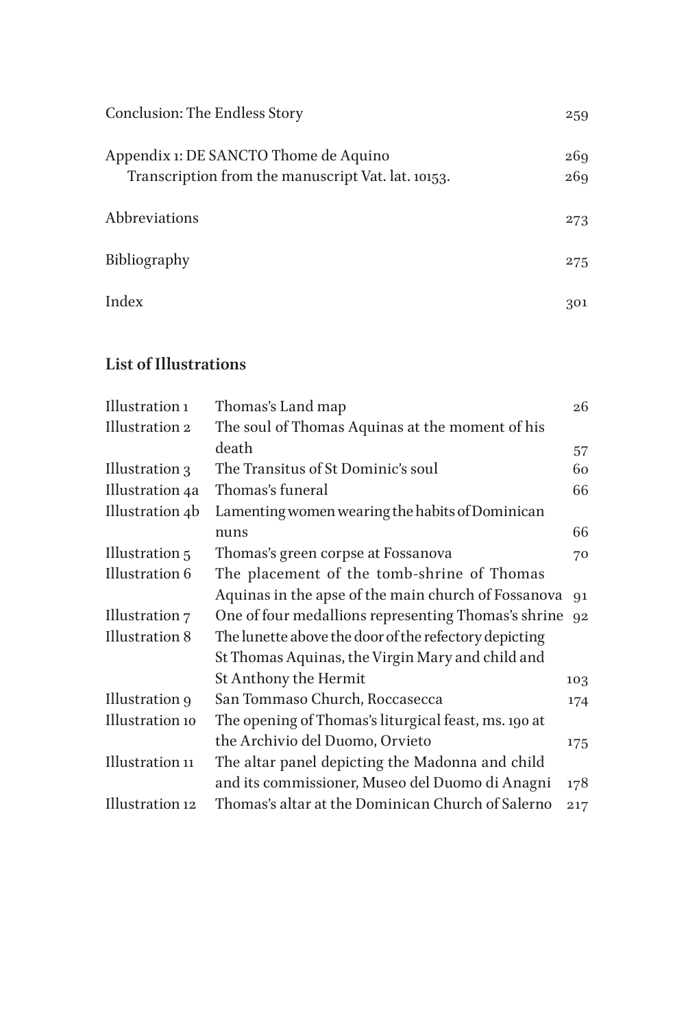Conclusion: The Endless Story 259

Appendix 1: DE SANCTO Thome de Aquino 269
Transcription from the manuscript Vat. lat. 10153. 269

Abbreviations 273

Bibliography 275

Index 301

## List of Illustrations

| | | |
|---|---|---|
| Illustration 1 | Thomas's Land map | 26 |
| Illustration 2 | The soul of Thomas Aquinas at the moment of his death | 57 |
| Illustration 3 | The Transitus of St Dominic's soul | 60 |
| Illustration 4a | Thomas's funeral | 66 |
| Illustration 4b | Lamenting women wearing the habits of Dominican nuns | 66 |
| Illustration 5 | Thomas's green corpse at Fossanova | 70 |
| Illustration 6 | The placement of the tomb-shrine of Thomas Aquinas in the apse of the main church of Fossanova | 91 |
| Illustration 7 | One of four medallions representing Thomas's shrine | 92 |
| Illustration 8 | The lunette above the door of the refectory depicting St Thomas Aquinas, the Virgin Mary and child and St Anthony the Hermit | 103 |
| Illustration 9 | San Tommaso Church, Roccasecca | 174 |
| Illustration 10 | The opening of Thomas's liturgical feast, ms. 190 at the Archivio del Duomo, Orvieto | 175 |
| Illustration 11 | The altar panel depicting the Madonna and child and its commissioner, Museo del Duomo di Anagni | 178 |
| Illustration 12 | Thomas's altar at the Dominican Church of Salerno | 217 |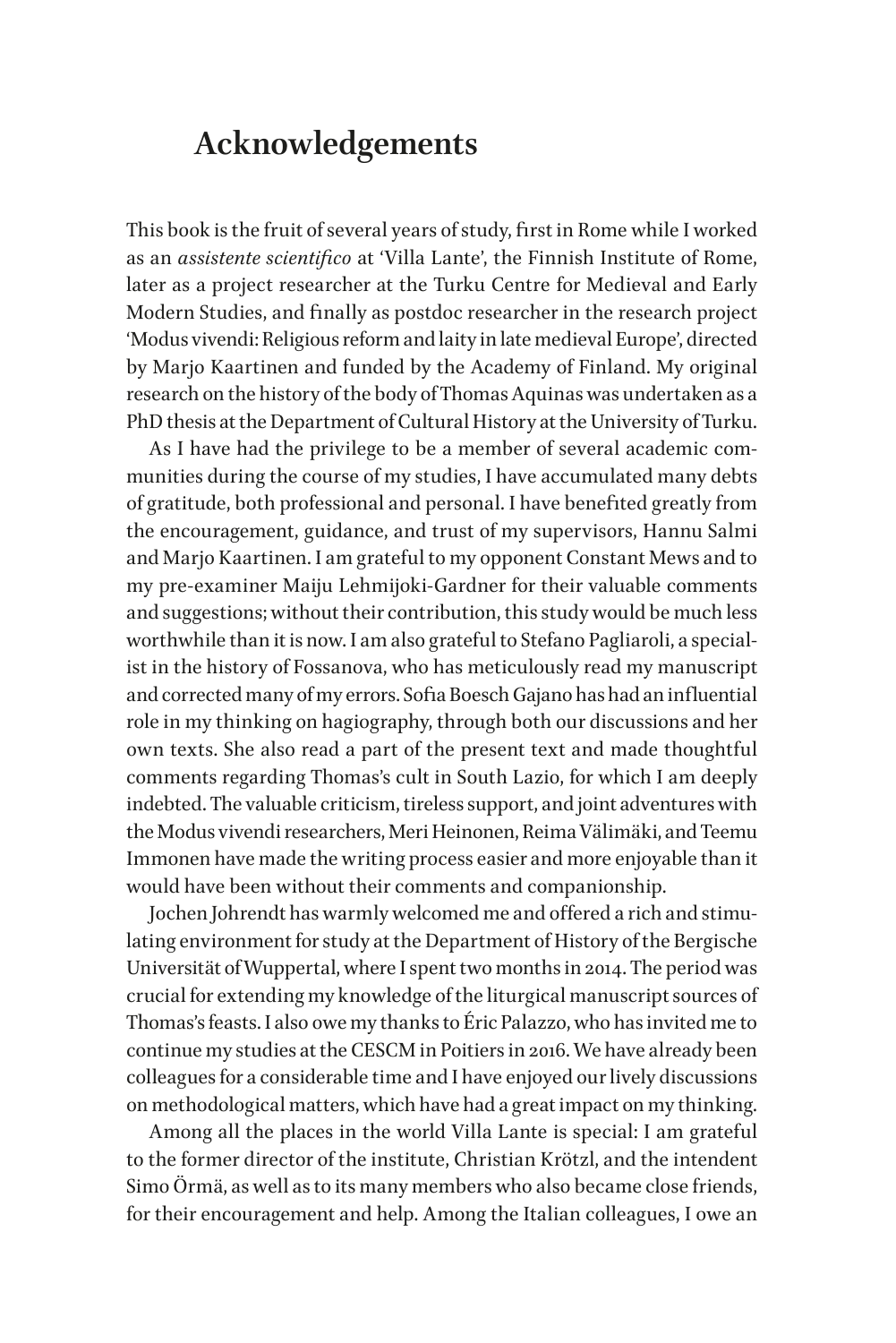# Acknowledgements

This book is the fruit of several years of study, first in Rome while I worked as an *assistente scientifico* at 'Villa Lante', the Finnish Institute of Rome, later as a project researcher at the Turku Centre for Medieval and Early Modern Studies, and finally as postdoc researcher in the research project 'Modus vivendi: Religious reform and laity in late medieval Europe', directed by Marjo Kaartinen and funded by the Academy of Finland. My original research on the history of the body of Thomas Aquinas was undertaken as a PhD thesis at the Department of Cultural History at the University of Turku.

As I have had the privilege to be a member of several academic communities during the course of my studies, I have accumulated many debts of gratitude, both professional and personal. I have benefited greatly from the encouragement, guidance, and trust of my supervisors, Hannu Salmi and Marjo Kaartinen. I am grateful to my opponent Constant Mews and to my pre-examiner Maiju Lehmijoki-Gardner for their valuable comments and suggestions; without their contribution, this study would be much less worthwhile than it is now. I am also grateful to Stefano Pagliaroli, a specialist in the history of Fossanova, who has meticulously read my manuscript and corrected many of my errors. Sofia Boesch Gajano has had an influential role in my thinking on hagiography, through both our discussions and her own texts. She also read a part of the present text and made thoughtful comments regarding Thomas's cult in South Lazio, for which I am deeply indebted. The valuable criticism, tireless support, and joint adventures with the Modus vivendi researchers, Meri Heinonen, Reima Välimäki, and Teemu Immonen have made the writing process easier and more enjoyable than it would have been without their comments and companionship.

Jochen Johrendt has warmly welcomed me and offered a rich and stimulating environment for study at the Department of History of the Bergische Universität of Wuppertal, where I spent two months in 2014. The period was crucial for extending my knowledge of the liturgical manuscript sources of Thomas's feasts. I also owe my thanks to Éric Palazzo, who has invited me to continue my studies at the CESCM in Poitiers in 2016. We have already been colleagues for a considerable time and I have enjoyed our lively discussions on methodological matters, which have had a great impact on my thinking.

Among all the places in the world Villa Lante is special: I am grateful to the former director of the institute, Christian Krötzl, and the intendent Simo Örmä, as well as to its many members who also became close friends, for their encouragement and help. Among the Italian colleagues, I owe an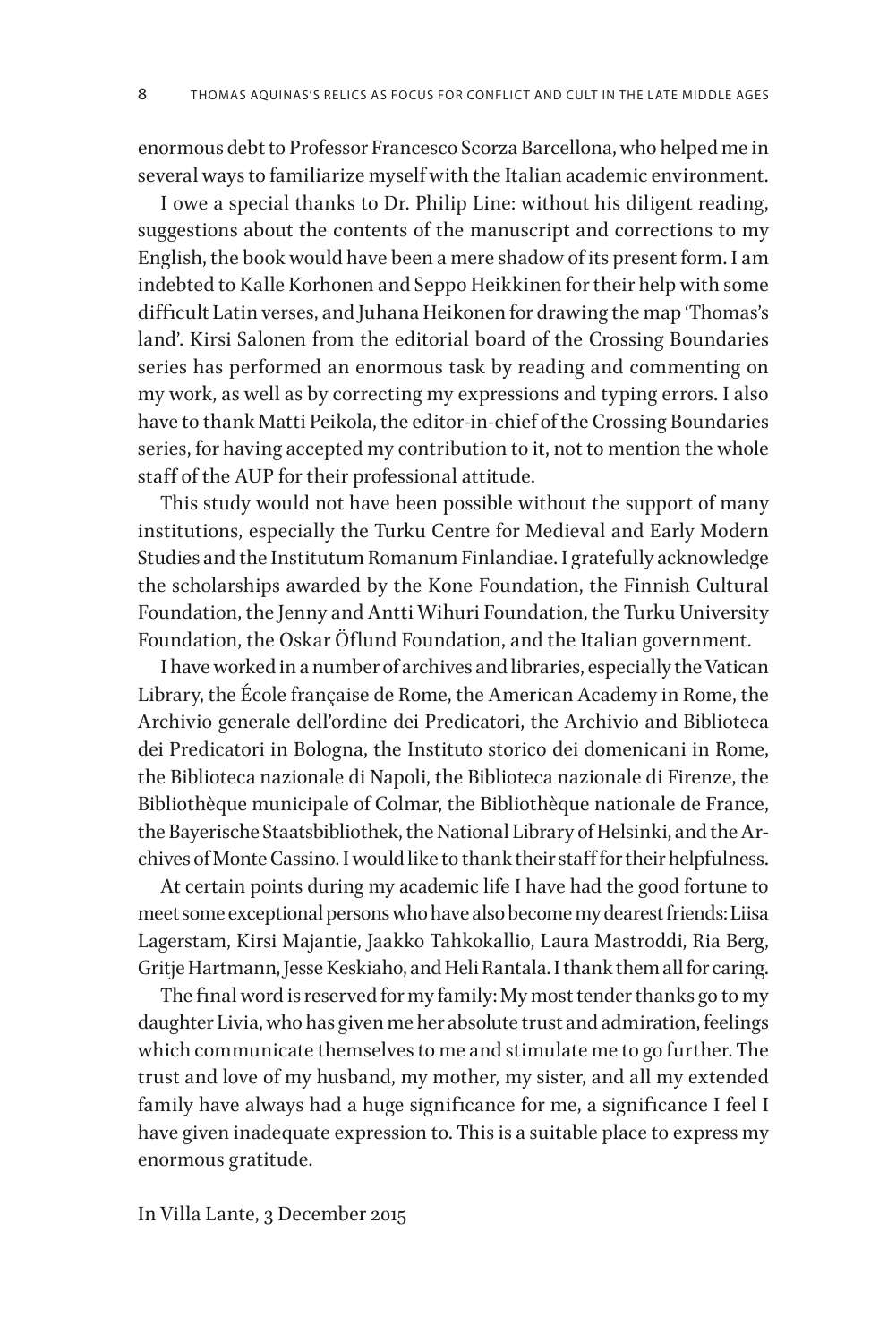enormous debt to Professor Francesco Scorza Barcellona, who helped me in several ways to familiarize myself with the Italian academic environment.

I owe a special thanks to Dr. Philip Line: without his diligent reading, suggestions about the contents of the manuscript and corrections to my English, the book would have been a mere shadow of its present form. I am indebted to Kalle Korhonen and Seppo Heikkinen for their help with some difficult Latin verses, and Juhana Heikonen for drawing the map 'Thomas's land'. Kirsi Salonen from the editorial board of the Crossing Boundaries series has performed an enormous task by reading and commenting on my work, as well as by correcting my expressions and typing errors. I also have to thank Matti Peikola, the editor-in-chief of the Crossing Boundaries series, for having accepted my contribution to it, not to mention the whole staff of the AUP for their professional attitude.

This study would not have been possible without the support of many institutions, especially the Turku Centre for Medieval and Early Modern Studies and the Institutum Romanum Finlandiae. I gratefully acknowledge the scholarships awarded by the Kone Foundation, the Finnish Cultural Foundation, the Jenny and Antti Wihuri Foundation, the Turku University Foundation, the Oskar Öflund Foundation, and the Italian government.

I have worked in a number of archives and libraries, especially the Vatican Library, the École française de Rome, the American Academy in Rome, the Archivio generale dell'ordine dei Predicatori, the Archivio and Biblioteca dei Predicatori in Bologna, the Instituto storico dei domenicani in Rome, the Biblioteca nazionale di Napoli, the Biblioteca nazionale di Firenze, the Bibliothèque municipale of Colmar, the Bibliothèque nationale de France, the Bayerische Staatsbibliothek, the National Library of Helsinki, and the Archives of Monte Cassino. I would like to thank their staff for their helpfulness.

At certain points during my academic life I have had the good fortune to meet some exceptional persons who have also become my dearest friends: Liisa Lagerstam, Kirsi Majantie, Jaakko Tahkokallio, Laura Mastroddi, Ria Berg, Gritje Hartmann, Jesse Keskiaho, and Heli Rantala. I thank them all for caring.

The final word is reserved for my family: My most tender thanks go to my daughter Livia, who has given me her absolute trust and admiration, feelings which communicate themselves to me and stimulate me to go further. The trust and love of my husband, my mother, my sister, and all my extended family have always had a huge significance for me, a significance I feel I have given inadequate expression to. This is a suitable place to express my enormous gratitude.

In Villa Lante, 3 December 2015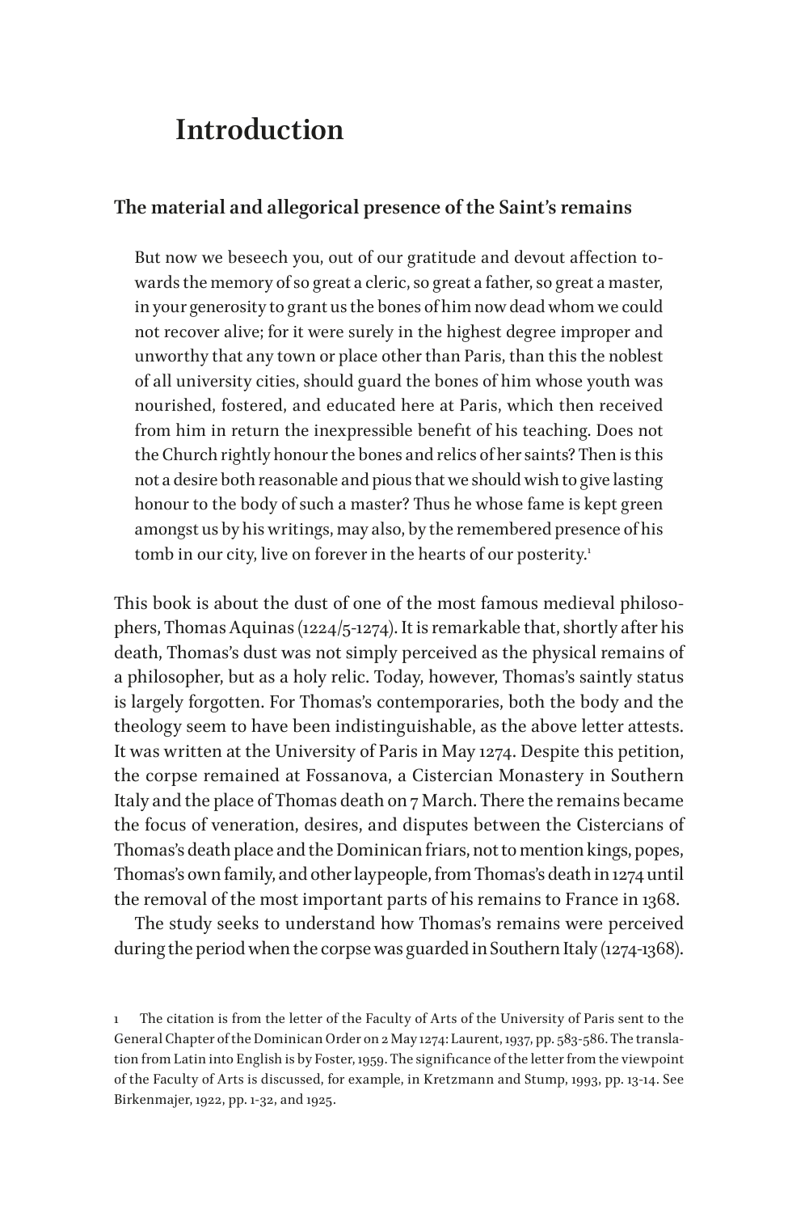# Introduction

## The material and allegorical presence of the Saint's remains

> But now we beseech you, out of our gratitude and devout affection towards the memory of so great a cleric, so great a father, so great a master, in your generosity to grant us the bones of him now dead whom we could not recover alive; for it were surely in the highest degree improper and unworthy that any town or place other than Paris, than this the noblest of all university cities, should guard the bones of him whose youth was nourished, fostered, and educated here at Paris, which then received from him in return the inexpressible benefit of his teaching. Does not the Church rightly honour the bones and relics of her saints? Then is this not a desire both reasonable and pious that we should wish to give lasting honour to the body of such a master? Thus he whose fame is kept green amongst us by his writings, may also, by the remembered presence of his tomb in our city, live on forever in the hearts of our posterity.[1]

This book is about the dust of one of the most famous medieval philosophers, Thomas Aquinas (1224/5-1274). It is remarkable that, shortly after his death, Thomas's dust was not simply perceived as the physical remains of a philosopher, but as a holy relic. Today, however, Thomas's saintly status is largely forgotten. For Thomas's contemporaries, both the body and the theology seem to have been indistinguishable, as the above letter attests. It was written at the University of Paris in May 1274. Despite this petition, the corpse remained at Fossanova, a Cistercian Monastery in Southern Italy and the place of Thomas death on 7 March. There the remains became the focus of veneration, desires, and disputes between the Cistercians of Thomas's death place and the Dominican friars, not to mention kings, popes, Thomas's own family, and other laypeople, from Thomas's death in 1274 until the removal of the most important parts of his remains to France in 1368.

The study seeks to understand how Thomas's remains were perceived during the period when the corpse was guarded in Southern Italy (1274-1368).

1 The citation is from the letter of the Faculty of Arts of the University of Paris sent to the General Chapter of the Dominican Order on 2 May 1274: Laurent, 1937, pp. 583-586. The translation from Latin into English is by Foster, 1959. The significance of the letter from the viewpoint of the Faculty of Arts is discussed, for example, in Kretzmann and Stump, 1993, pp. 13-14. See Birkenmajer, 1922, pp. 1-32, and 1925.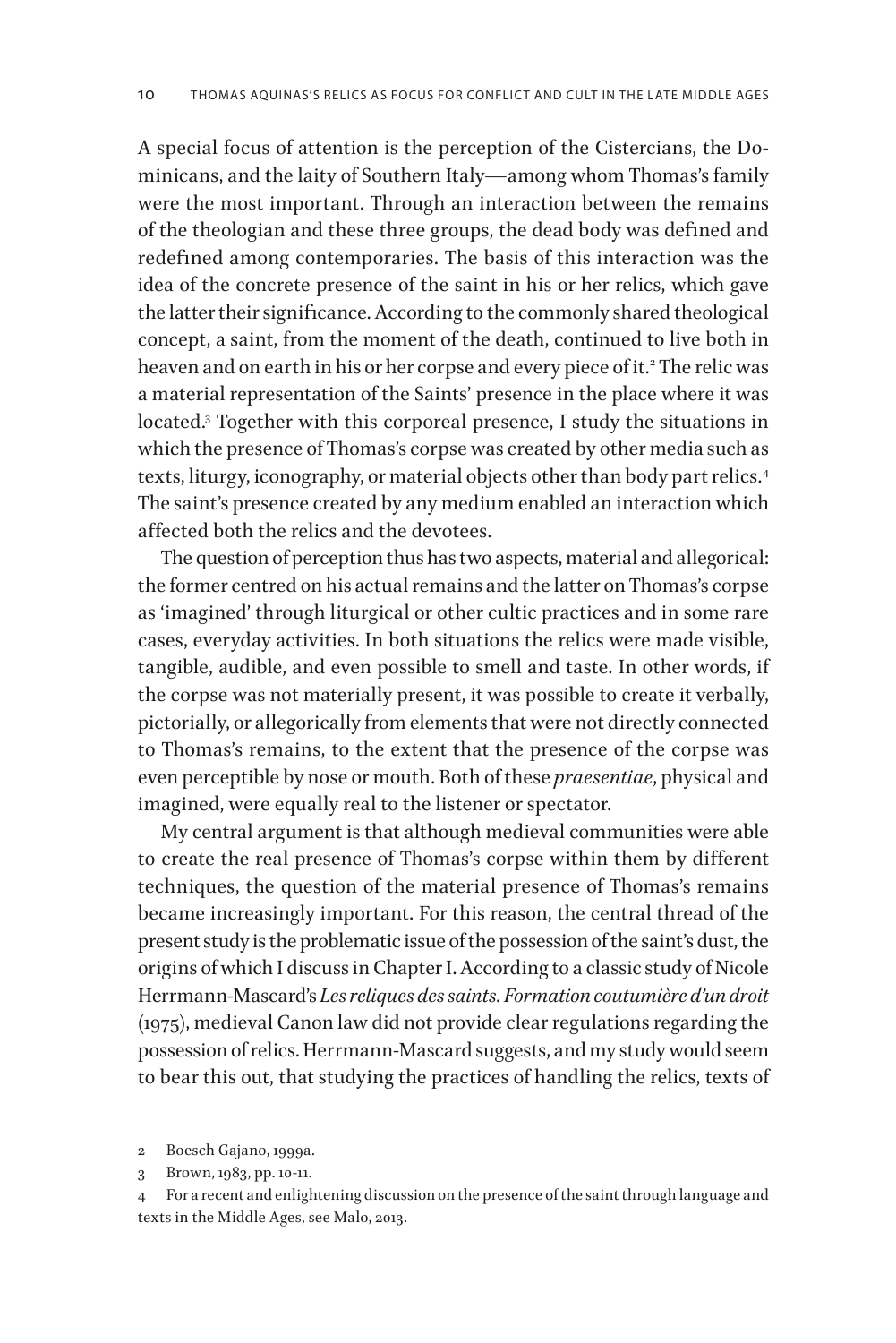A special focus of attention is the perception of the Cistercians, the Dominicans, and the laity of Southern Italy—among whom Thomas's family were the most important. Through an interaction between the remains of the theologian and these three groups, the dead body was defined and redefined among contemporaries. The basis of this interaction was the idea of the concrete presence of the saint in his or her relics, which gave the latter their significance. According to the commonly shared theological concept, a saint, from the moment of the death, continued to live both in heaven and on earth in his or her corpse and every piece of it.[2] The relic was a material representation of the Saints' presence in the place where it was located.[3] Together with this corporeal presence, I study the situations in which the presence of Thomas's corpse was created by other media such as texts, liturgy, iconography, or material objects other than body part relics.[4] The saint's presence created by any medium enabled an interaction which affected both the relics and the devotees.

The question of perception thus has two aspects, material and allegorical: the former centred on his actual remains and the latter on Thomas's corpse as 'imagined' through liturgical or other cultic practices and in some rare cases, everyday activities. In both situations the relics were made visible, tangible, audible, and even possible to smell and taste. In other words, if the corpse was not materially present, it was possible to create it verbally, pictorially, or allegorically from elements that were not directly connected to Thomas's remains, to the extent that the presence of the corpse was even perceptible by nose or mouth. Both of these *praesentiae*, physical and imagined, were equally real to the listener or spectator.

My central argument is that although medieval communities were able to create the real presence of Thomas's corpse within them by different techniques, the question of the material presence of Thomas's remains became increasingly important. For this reason, the central thread of the present study is the problematic issue of the possession of the saint's dust, the origins of which I discuss in Chapter I. According to a classic study of Nicole Herrmann-Mascard's *Les reliques des saints. Formation coutumière d'un droit* (1975), medieval Canon law did not provide clear regulations regarding the possession of relics. Herrmann-Mascard suggests, and my study would seem to bear this out, that studying the practices of handling the relics, texts of

2 Boesch Gajano, 1999a.

3 Brown, 1983, pp. 10-11.

4 For a recent and enlightening discussion on the presence of the saint through language and texts in the Middle Ages, see Malo, 2013.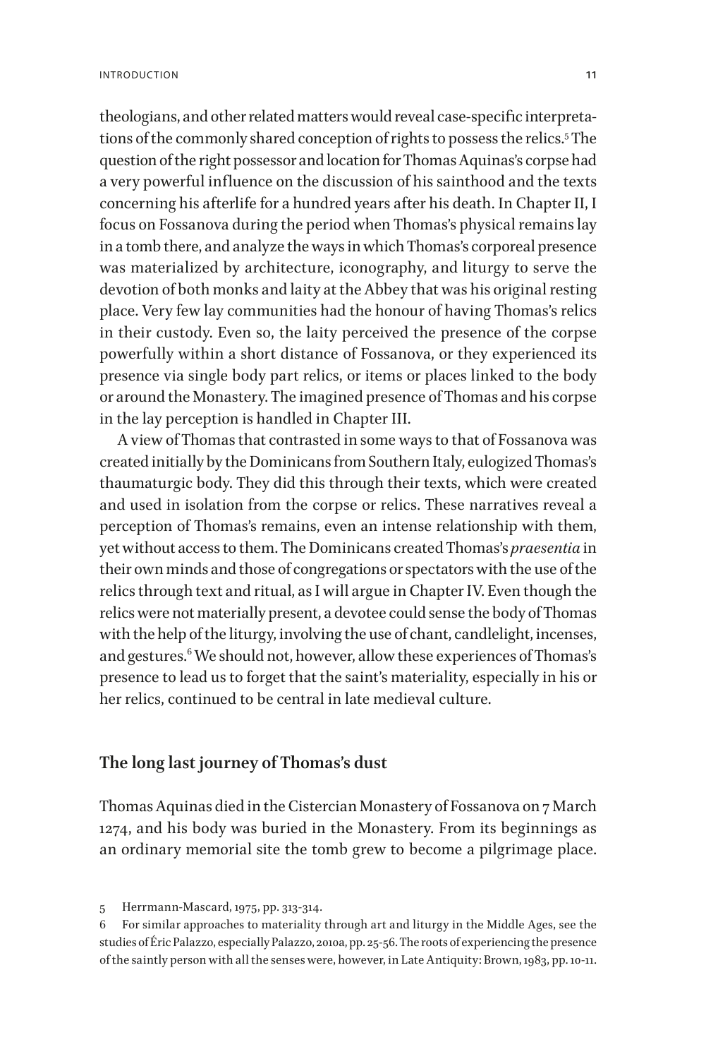theologians, and other related matters would reveal case-specific interpretations of the commonly shared conception of rights to possess the relics.[5] The question of the right possessor and location for Thomas Aquinas's corpse had a very powerful influence on the discussion of his sainthood and the texts concerning his afterlife for a hundred years after his death. In Chapter II, I focus on Fossanova during the period when Thomas's physical remains lay in a tomb there, and analyze the ways in which Thomas's corporeal presence was materialized by architecture, iconography, and liturgy to serve the devotion of both monks and laity at the Abbey that was his original resting place. Very few lay communities had the honour of having Thomas's relics in their custody. Even so, the laity perceived the presence of the corpse powerfully within a short distance of Fossanova, or they experienced its presence via single body part relics, or items or places linked to the body or around the Monastery. The imagined presence of Thomas and his corpse in the lay perception is handled in Chapter III.

A view of Thomas that contrasted in some ways to that of Fossanova was created initially by the Dominicans from Southern Italy, eulogized Thomas's thaumaturgic body. They did this through their texts, which were created and used in isolation from the corpse or relics. These narratives reveal a perception of Thomas's remains, even an intense relationship with them, yet without access to them. The Dominicans created Thomas's *praesentia* in their own minds and those of congregations or spectators with the use of the relics through text and ritual, as I will argue in Chapter IV. Even though the relics were not materially present, a devotee could sense the body of Thomas with the help of the liturgy, involving the use of chant, candlelight, incenses, and gestures.[6] We should not, however, allow these experiences of Thomas's presence to lead us to forget that the saint's materiality, especially in his or her relics, continued to be central in late medieval culture.

## The long last journey of Thomas's dust

Thomas Aquinas died in the Cistercian Monastery of Fossanova on 7 March 1274, and his body was buried in the Monastery. From its beginnings as an ordinary memorial site the tomb grew to become a pilgrimage place.

5 Herrmann-Mascard, 1975, pp. 313-314.

6 For similar approaches to materiality through art and liturgy in the Middle Ages, see the studies of Éric Palazzo, especially Palazzo, 2010a, pp. 25-56. The roots of experiencing the presence of the saintly person with all the senses were, however, in Late Antiquity: Brown, 1983, pp. 10-11.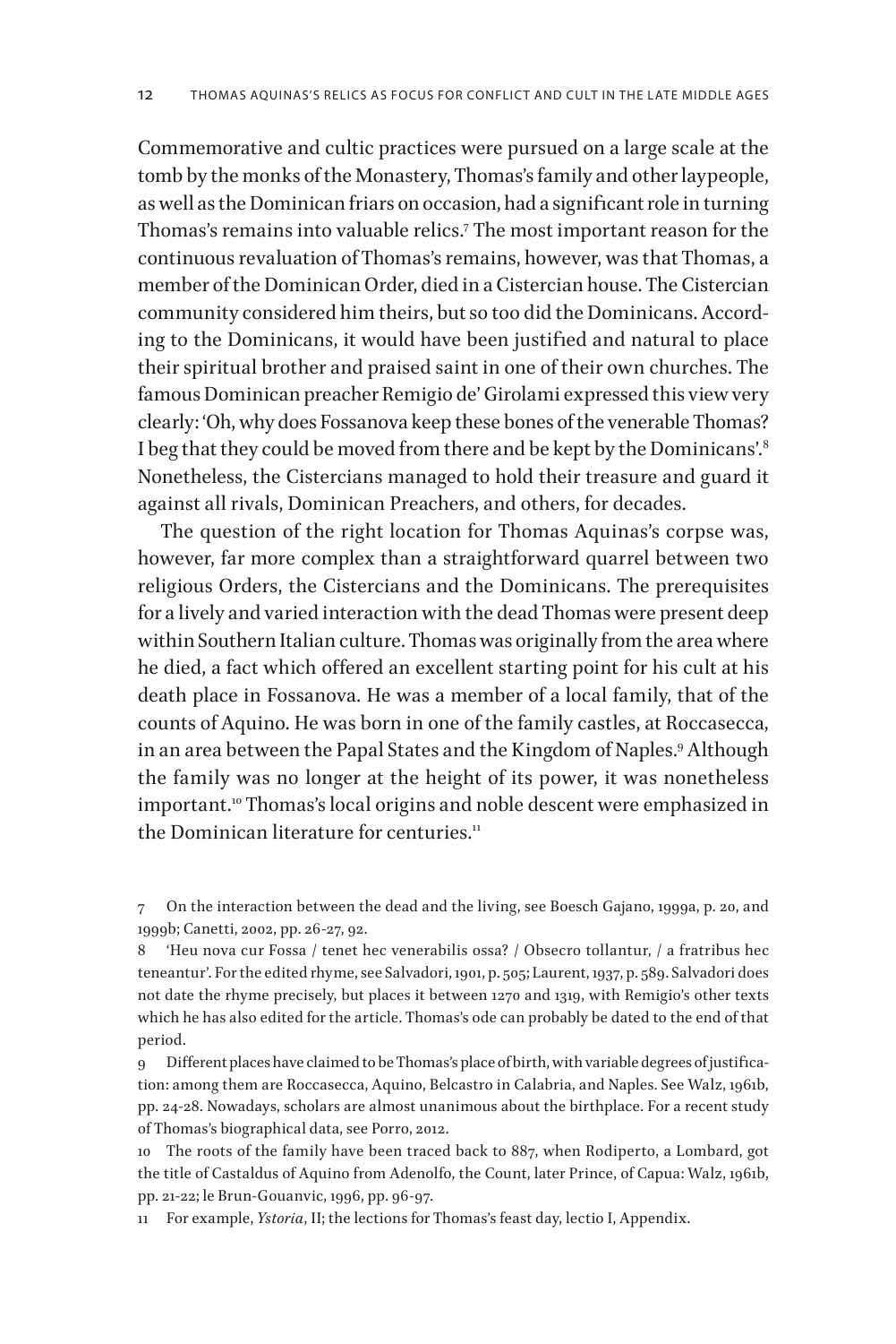Commemorative and cultic practices were pursued on a large scale at the tomb by the monks of the Monastery, Thomas's family and other laypeople, as well as the Dominican friars on occasion, had a significant role in turning Thomas's remains into valuable relics.[7] The most important reason for the continuous revaluation of Thomas's remains, however, was that Thomas, a member of the Dominican Order, died in a Cistercian house. The Cistercian community considered him theirs, but so too did the Dominicans. According to the Dominicans, it would have been justified and natural to place their spiritual brother and praised saint in one of their own churches. The famous Dominican preacher Remigio de' Girolami expressed this view very clearly: 'Oh, why does Fossanova keep these bones of the venerable Thomas? I beg that they could be moved from there and be kept by the Dominicans'.[8] Nonetheless, the Cistercians managed to hold their treasure and guard it against all rivals, Dominican Preachers, and others, for decades.

The question of the right location for Thomas Aquinas's corpse was, however, far more complex than a straightforward quarrel between two religious Orders, the Cistercians and the Dominicans. The prerequisites for a lively and varied interaction with the dead Thomas were present deep within Southern Italian culture. Thomas was originally from the area where he died, a fact which offered an excellent starting point for his cult at his death place in Fossanova. He was a member of a local family, that of the counts of Aquino. He was born in one of the family castles, at Roccasecca, in an area between the Papal States and the Kingdom of Naples.[9] Although the family was no longer at the height of its power, it was nonetheless important.[10] Thomas's local origins and noble descent were emphasized in the Dominican literature for centuries.[11]

7 On the interaction between the dead and the living, see Boesch Gajano, 1999a, p. 20, and 1999b; Canetti, 2002, pp. 26-27, 92.

8 'Heu nova cur Fossa / tenet hec venerabilis ossa? / Obsecro tollantur, / a fratribus hec teneantur'. For the edited rhyme, see Salvadori, 1901, p. 505; Laurent, 1937, p. 589. Salvadori does not date the rhyme precisely, but places it between 1270 and 1319, with Remigio's other texts which he has also edited for the article. Thomas's ode can probably be dated to the end of that period.

9 Different places have claimed to be Thomas's place of birth, with variable degrees of justification: among them are Roccasecca, Aquino, Belcastro in Calabria, and Naples. See Walz, 1961b, pp. 24-28. Nowadays, scholars are almost unanimous about the birthplace. For a recent study of Thomas's biographical data, see Porro, 2012.

10 The roots of the family have been traced back to 887, when Rodiperto, a Lombard, got the title of Castaldus of Aquino from Adenolfo, the Count, later Prince, of Capua: Walz, 1961b, pp. 21-22; le Brun-Gouanvic, 1996, pp. 96-97.

11 For example, *Ystoria*, II; the lections for Thomas's feast day, lectio I, Appendix.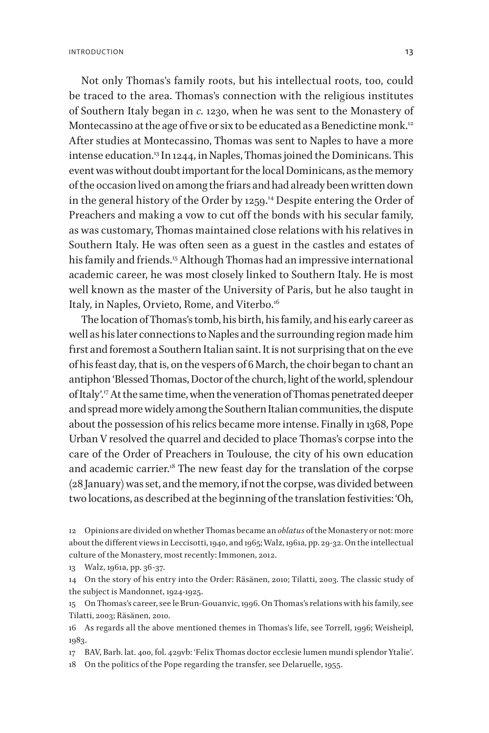Not only Thomas's family roots, but his intellectual roots, too, could be traced to the area. Thomas's connection with the religious institutes of Southern Italy began in *c.* 1230, when he was sent to the Monastery of Montecassino at the age of five or six to be educated as a Benedictine monk.[12] After studies at Montecassino, Thomas was sent to Naples to have a more intense education.[13] In 1244, in Naples, Thomas joined the Dominicans. This event was without doubt important for the local Dominicans, as the memory of the occasion lived on among the friars and had already been written down in the general history of the Order by 1259.[14] Despite entering the Order of Preachers and making a vow to cut off the bonds with his secular family, as was customary, Thomas maintained close relations with his relatives in Southern Italy. He was often seen as a guest in the castles and estates of his family and friends.[15] Although Thomas had an impressive international academic career, he was most closely linked to Southern Italy. He is most well known as the master of the University of Paris, but he also taught in Italy, in Naples, Orvieto, Rome, and Viterbo.[16]

The location of Thomas's tomb, his birth, his family, and his early career as well as his later connections to Naples and the surrounding region made him first and foremost a Southern Italian saint. It is not surprising that on the eve of his feast day, that is, on the vespers of 6 March, the choir began to chant an antiphon 'Blessed Thomas, Doctor of the church, light of the world, splendour of Italy'.[17] At the same time, when the veneration of Thomas penetrated deeper and spread more widely among the Southern Italian communities, the dispute about the possession of his relics became more intense. Finally in 1368, Pope Urban V resolved the quarrel and decided to place Thomas's corpse into the care of the Order of Preachers in Toulouse, the city of his own education and academic carrier.[18] The new feast day for the translation of the corpse (28 January) was set, and the memory, if not the corpse, was divided between two locations, as described at the beginning of the translation festivities: 'Oh,

12 Opinions are divided on whether Thomas became an *oblatus* of the Monastery or not: more about the different views in Leccisotti, 1940, and 1965; Walz, 1961a, pp. 29-32. On the intellectual culture of the Monastery, most recently: Immonen, 2012.

13 Walz, 1961a, pp. 36-37.

14 On the story of his entry into the Order: Räsänen, 2010; Tilatti, 2003. The classic study of the subject is Mandonnet, 1924-1925.

15 On Thomas's career, see le Brun-Gouanvic, 1996. On Thomas's relations with his family, see Tilatti, 2003; Räsänen, 2010.

16 As regards all the above mentioned themes in Thomas's life, see Torrell, 1996; Weisheipl, 1983.

17 BAV, Barb. lat. 400, fol. 429vb: 'Felix Thomas doctor ecclesie lumen mundi splendor Ytalie'.

18 On the politics of the Pope regarding the transfer, see Delaruelle, 1955.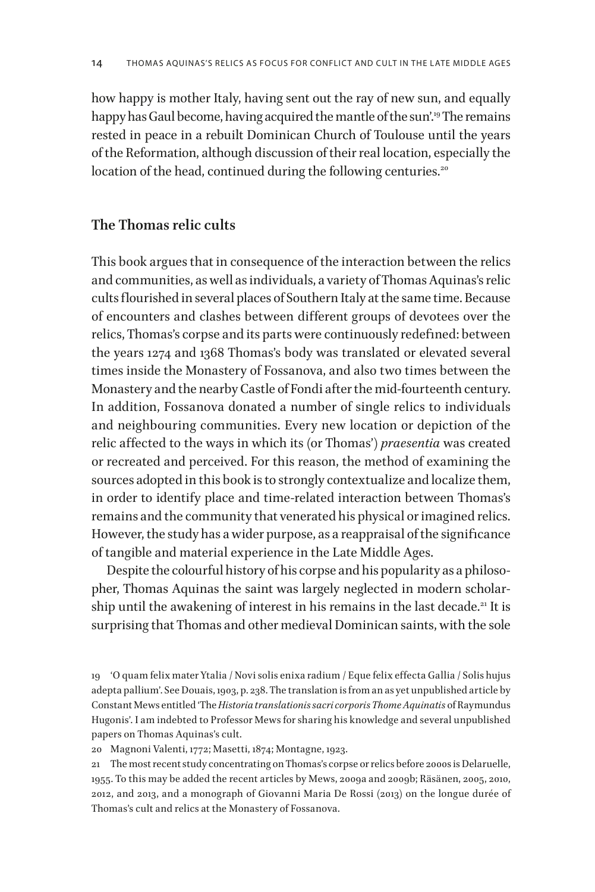how happy is mother Italy, having sent out the ray of new sun, and equally happy has Gaul become, having acquired the mantle of the sun'.[19] The remains rested in peace in a rebuilt Dominican Church of Toulouse until the years of the Reformation, although discussion of their real location, especially the location of the head, continued during the following centuries.[20]

## The Thomas relic cults

This book argues that in consequence of the interaction between the relics and communities, as well as individuals, a variety of Thomas Aquinas's relic cults flourished in several places of Southern Italy at the same time. Because of encounters and clashes between different groups of devotees over the relics, Thomas's corpse and its parts were continuously redefined: between the years 1274 and 1368 Thomas's body was translated or elevated several times inside the Monastery of Fossanova, and also two times between the Monastery and the nearby Castle of Fondi after the mid-fourteenth century. In addition, Fossanova donated a number of single relics to individuals and neighbouring communities. Every new location or depiction of the relic affected to the ways in which its (or Thomas') *praesentia* was created or recreated and perceived. For this reason, the method of examining the sources adopted in this book is to strongly contextualize and localize them, in order to identify place and time-related interaction between Thomas's remains and the community that venerated his physical or imagined relics. However, the study has a wider purpose, as a reappraisal of the significance of tangible and material experience in the Late Middle Ages.

Despite the colourful history of his corpse and his popularity as a philosopher, Thomas Aquinas the saint was largely neglected in modern scholarship until the awakening of interest in his remains in the last decade.[21] It is surprising that Thomas and other medieval Dominican saints, with the sole

19 'O quam felix mater Ytalia / Novi solis enixa radium / Eque felix effecta Gallia / Solis hujus adepta pallium'. See Douais, 1903, p. 238. The translation is from an as yet unpublished article by Constant Mews entitled 'The *Historia translationis sacri corporis Thome Aquinatis* of Raymundus Hugonis'. I am indebted to Professor Mews for sharing his knowledge and several unpublished papers on Thomas Aquinas's cult.

20 Magnoni Valenti, 1772; Masetti, 1874; Montagne, 1923.

21 The most recent study concentrating on Thomas's corpse or relics before 2000s is Delaruelle, 1955. To this may be added the recent articles by Mews, 2009a and 2009b; Räsänen, 2005, 2010, 2012, and 2013, and a monograph of Giovanni Maria De Rossi (2013) on the longue durée of Thomas's cult and relics at the Monastery of Fossanova.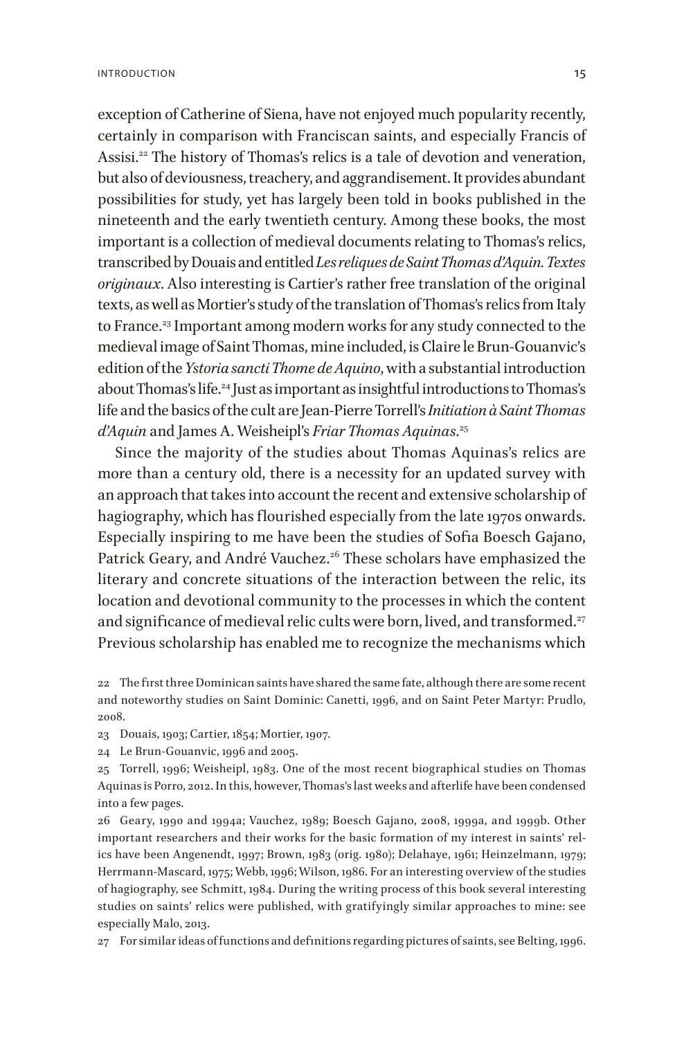exception of Catherine of Siena, have not enjoyed much popularity recently, certainly in comparison with Franciscan saints, and especially Francis of Assisi.[22] The history of Thomas's relics is a tale of devotion and veneration, but also of deviousness, treachery, and aggrandisement. It provides abundant possibilities for study, yet has largely been told in books published in the nineteenth and the early twentieth century. Among these books, the most important is a collection of medieval documents relating to Thomas's relics, transcribed by Douais and entitled *Les reliques de Saint Thomas d'Aquin. Textes originaux*. Also interesting is Cartier's rather free translation of the original texts, as well as Mortier's study of the translation of Thomas's relics from Italy to France.[23] Important among modern works for any study connected to the medieval image of Saint Thomas, mine included, is Claire le Brun-Gouanvic's edition of the *Ystoria sancti Thome de Aquino*, with a substantial introduction about Thomas's life.[24] Just as important as insightful introductions to Thomas's life and the basics of the cult are Jean-Pierre Torrell's *Initiation à Saint Thomas d'Aquin* and James A. Weisheipl's *Friar Thomas Aquinas*.[25]

Since the majority of the studies about Thomas Aquinas's relics are more than a century old, there is a necessity for an updated survey with an approach that takes into account the recent and extensive scholarship of hagiography, which has flourished especially from the late 1970s onwards. Especially inspiring to me have been the studies of Sofia Boesch Gajano, Patrick Geary, and André Vauchez.[26] These scholars have emphasized the literary and concrete situations of the interaction between the relic, its location and devotional community to the processes in which the content and significance of medieval relic cults were born, lived, and transformed.[27] Previous scholarship has enabled me to recognize the mechanisms which

22 The first three Dominican saints have shared the same fate, although there are some recent and noteworthy studies on Saint Dominic: Canetti, 1996, and on Saint Peter Martyr: Prudlo, 2008.

23 Douais, 1903; Cartier, 1854; Mortier, 1907.

24 Le Brun-Gouanvic, 1996 and 2005.

25 Torrell, 1996; Weisheipl, 1983. One of the most recent biographical studies on Thomas Aquinas is Porro, 2012. In this, however, Thomas's last weeks and afterlife have been condensed into a few pages.

26 Geary, 1990 and 1994a; Vauchez, 1989; Boesch Gajano, 2008, 1999a, and 1999b. Other important researchers and their works for the basic formation of my interest in saints' relics have been Angenendt, 1997; Brown, 1983 (orig. 1980); Delahaye, 1961; Heinzelmann, 1979; Herrmann-Mascard, 1975; Webb, 1996; Wilson, 1986. For an interesting overview of the studies of hagiography, see Schmitt, 1984. During the writing process of this book several interesting studies on saints' relics were published, with gratifyingly similar approaches to mine: see especially Malo, 2013.

27 For similar ideas of functions and definitions regarding pictures of saints, see Belting, 1996.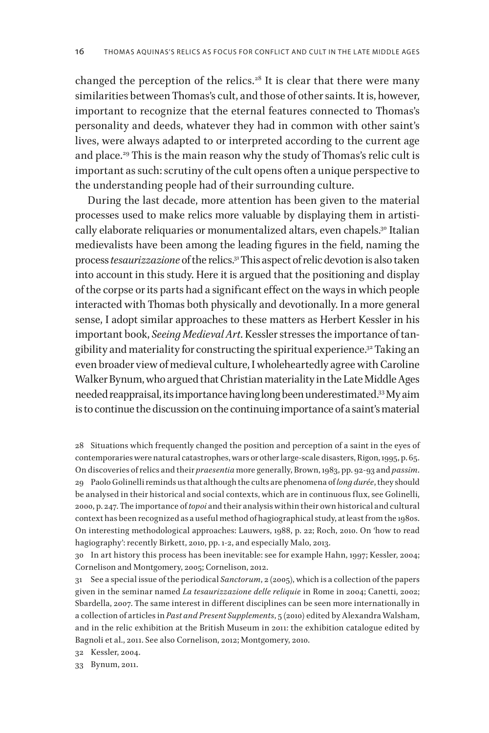changed the perception of the relics.[28] It is clear that there were many similarities between Thomas's cult, and those of other saints. It is, however, important to recognize that the eternal features connected to Thomas's personality and deeds, whatever they had in common with other saint's lives, were always adapted to or interpreted according to the current age and place.[29] This is the main reason why the study of Thomas's relic cult is important as such: scrutiny of the cult opens often a unique perspective to the understanding people had of their surrounding culture.

During the last decade, more attention has been given to the material processes used to make relics more valuable by displaying them in artistically elaborate reliquaries or monumentalized altars, even chapels.[30] Italian medievalists have been among the leading figures in the field, naming the process *tesaurizzazione* of the relics.[31] This aspect of relic devotion is also taken into account in this study. Here it is argued that the positioning and display of the corpse or its parts had a significant effect on the ways in which people interacted with Thomas both physically and devotionally. In a more general sense, I adopt similar approaches to these matters as Herbert Kessler in his important book, *Seeing Medieval Art*. Kessler stresses the importance of tangibility and materiality for constructing the spiritual experience.[32] Taking an even broader view of medieval culture, I wholeheartedly agree with Caroline Walker Bynum, who argued that Christian materiality in the Late Middle Ages needed reappraisal, its importance having long been underestimated.[33] My aim is to continue the discussion on the continuing importance of a saint's material

28 Situations which frequently changed the position and perception of a saint in the eyes of contemporaries were natural catastrophes, wars or other large-scale disasters, Rigon, 1995, p. 65. On discoveries of relics and their *praesentia* more generally, Brown, 1983, pp. 92-93 and *passim*.

29 Paolo Golinelli reminds us that although the cults are phenomena of *long durée*, they should be analysed in their historical and social contexts, which are in continuous flux, see Golinelli, 2000, p. 247. The importance of *topoi* and their analysis within their own historical and cultural context has been recognized as a useful method of hagiographical study, at least from the 1980s. On interesting methodological approaches: Lauwers, 1988, p. 22; Roch, 2010. On 'how to read hagiography': recently Birkett, 2010, pp. 1-2, and especially Malo, 2013.

30 In art history this process has been inevitable: see for example Hahn, 1997; Kessler, 2004; Cornelison and Montgomery, 2005; Cornelison, 2012.

31 See a special issue of the periodical *Sanctorum*, 2 (2005), which is a collection of the papers given in the seminar named *La tesaurizzazione delle reliquie* in Rome in 2004; Canetti, 2002; Sbardella, 2007. The same interest in different disciplines can be seen more internationally in a collection of articles in *Past and Present Supplements*, 5 (2010) edited by Alexandra Walsham, and in the relic exhibition at the British Museum in 2011: the exhibition catalogue edited by Bagnoli et al., 2011. See also Cornelison, 2012; Montgomery, 2010.

32 Kessler, 2004.

33 Bynum, 2011.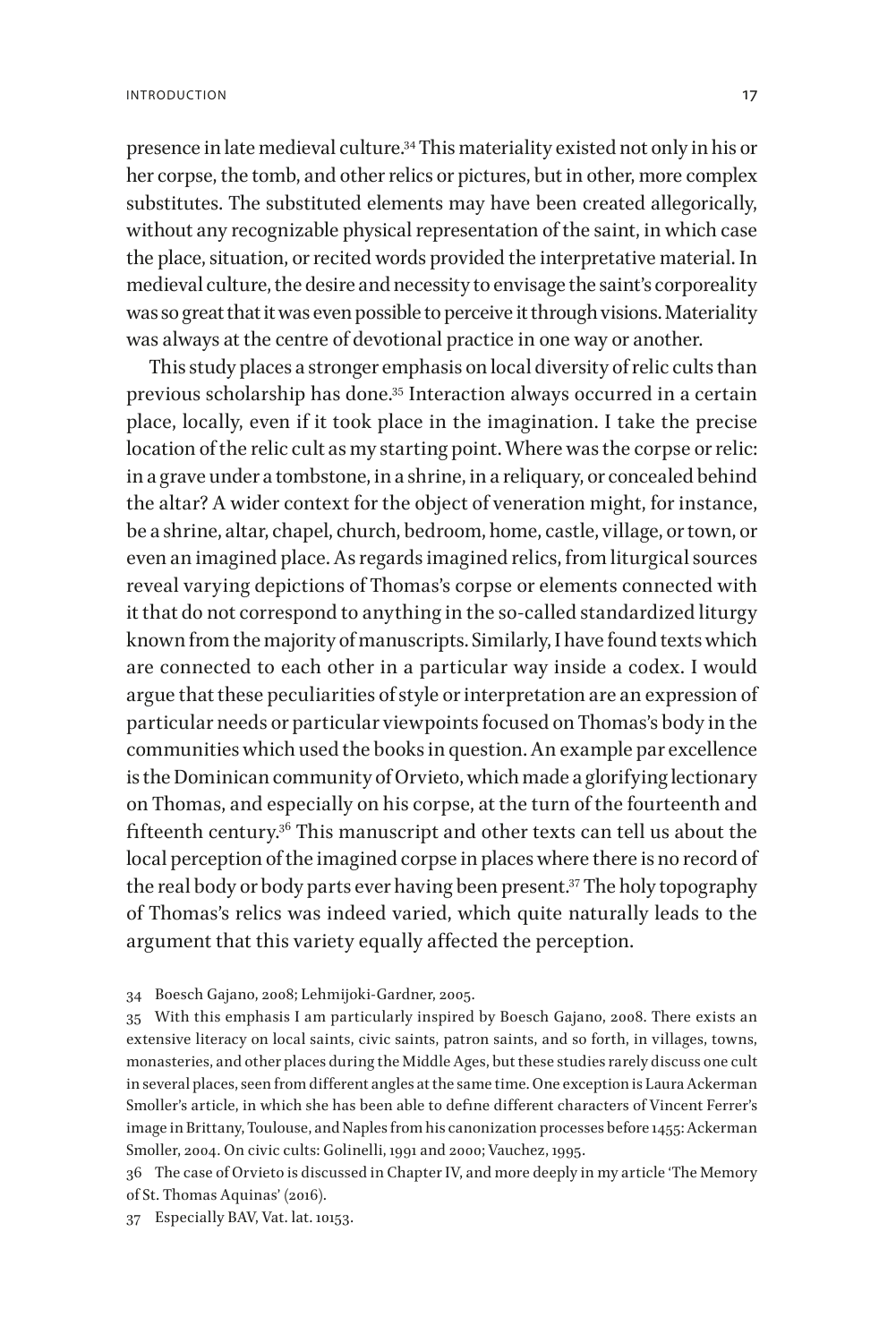presence in late medieval culture.[34] This materiality existed not only in his or her corpse, the tomb, and other relics or pictures, but in other, more complex substitutes. The substituted elements may have been created allegorically, without any recognizable physical representation of the saint, in which case the place, situation, or recited words provided the interpretative material. In medieval culture, the desire and necessity to envisage the saint's corporeality was so great that it was even possible to perceive it through visions. Materiality was always at the centre of devotional practice in one way or another.

This study places a stronger emphasis on local diversity of relic cults than previous scholarship has done.[35] Interaction always occurred in a certain place, locally, even if it took place in the imagination. I take the precise location of the relic cult as my starting point. Where was the corpse or relic: in a grave under a tombstone, in a shrine, in a reliquary, or concealed behind the altar? A wider context for the object of veneration might, for instance, be a shrine, altar, chapel, church, bedroom, home, castle, village, or town, or even an imagined place. As regards imagined relics, from liturgical sources reveal varying depictions of Thomas's corpse or elements connected with it that do not correspond to anything in the so-called standardized liturgy known from the majority of manuscripts. Similarly, I have found texts which are connected to each other in a particular way inside a codex. I would argue that these peculiarities of style or interpretation are an expression of particular needs or particular viewpoints focused on Thomas's body in the communities which used the books in question. An example par excellence is the Dominican community of Orvieto, which made a glorifying lectionary on Thomas, and especially on his corpse, at the turn of the fourteenth and fifteenth century.[36] This manuscript and other texts can tell us about the local perception of the imagined corpse in places where there is no record of the real body or body parts ever having been present.[37] The holy topography of Thomas's relics was indeed varied, which quite naturally leads to the argument that this variety equally affected the perception.

34 Boesch Gajano, 2008; Lehmijoki-Gardner, 2005.

35 With this emphasis I am particularly inspired by Boesch Gajano, 2008. There exists an extensive literacy on local saints, civic saints, patron saints, and so forth, in villages, towns, monasteries, and other places during the Middle Ages, but these studies rarely discuss one cult in several places, seen from different angles at the same time. One exception is Laura Ackerman Smoller's article, in which she has been able to define different characters of Vincent Ferrer's image in Brittany, Toulouse, and Naples from his canonization processes before 1455: Ackerman Smoller, 2004. On civic cults: Golinelli, 1991 and 2000; Vauchez, 1995.

36 The case of Orvieto is discussed in Chapter IV, and more deeply in my article 'The Memory of St. Thomas Aquinas' (2016).

37 Especially BAV, Vat. lat. 10153.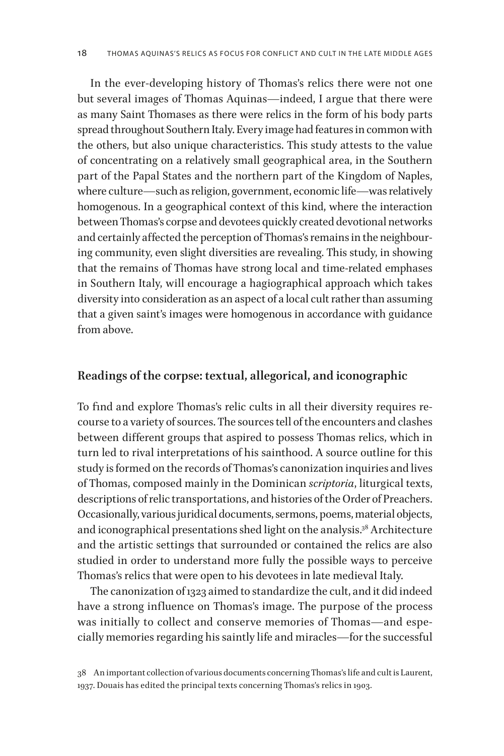In the ever-developing history of Thomas's relics there were not one but several images of Thomas Aquinas—indeed, I argue that there were as many Saint Thomases as there were relics in the form of his body parts spread throughout Southern Italy. Every image had features in common with the others, but also unique characteristics. This study attests to the value of concentrating on a relatively small geographical area, in the Southern part of the Papal States and the northern part of the Kingdom of Naples, where culture—such as religion, government, economic life—was relatively homogenous. In a geographical context of this kind, where the interaction between Thomas's corpse and devotees quickly created devotional networks and certainly affected the perception of Thomas's remains in the neighbouring community, even slight diversities are revealing. This study, in showing that the remains of Thomas have strong local and time-related emphases in Southern Italy, will encourage a hagiographical approach which takes diversity into consideration as an aspect of a local cult rather than assuming that a given saint's images were homogenous in accordance with guidance from above.

## Readings of the corpse: textual, allegorical, and iconographic

To find and explore Thomas's relic cults in all their diversity requires recourse to a variety of sources. The sources tell of the encounters and clashes between different groups that aspired to possess Thomas relics, which in turn led to rival interpretations of his sainthood. A source outline for this study is formed on the records of Thomas's canonization inquiries and lives of Thomas, composed mainly in the Dominican *scriptoria*, liturgical texts, descriptions of relic transportations, and histories of the Order of Preachers. Occasionally, various juridical documents, sermons, poems, material objects, and iconographical presentations shed light on the analysis.[38] Architecture and the artistic settings that surrounded or contained the relics are also studied in order to understand more fully the possible ways to perceive Thomas's relics that were open to his devotees in late medieval Italy.

The canonization of 1323 aimed to standardize the cult, and it did indeed have a strong influence on Thomas's image. The purpose of the process was initially to collect and conserve memories of Thomas—and especially memories regarding his saintly life and miracles—for the successful

38 An important collection of various documents concerning Thomas's life and cult is Laurent, 1937. Douais has edited the principal texts concerning Thomas's relics in 1903.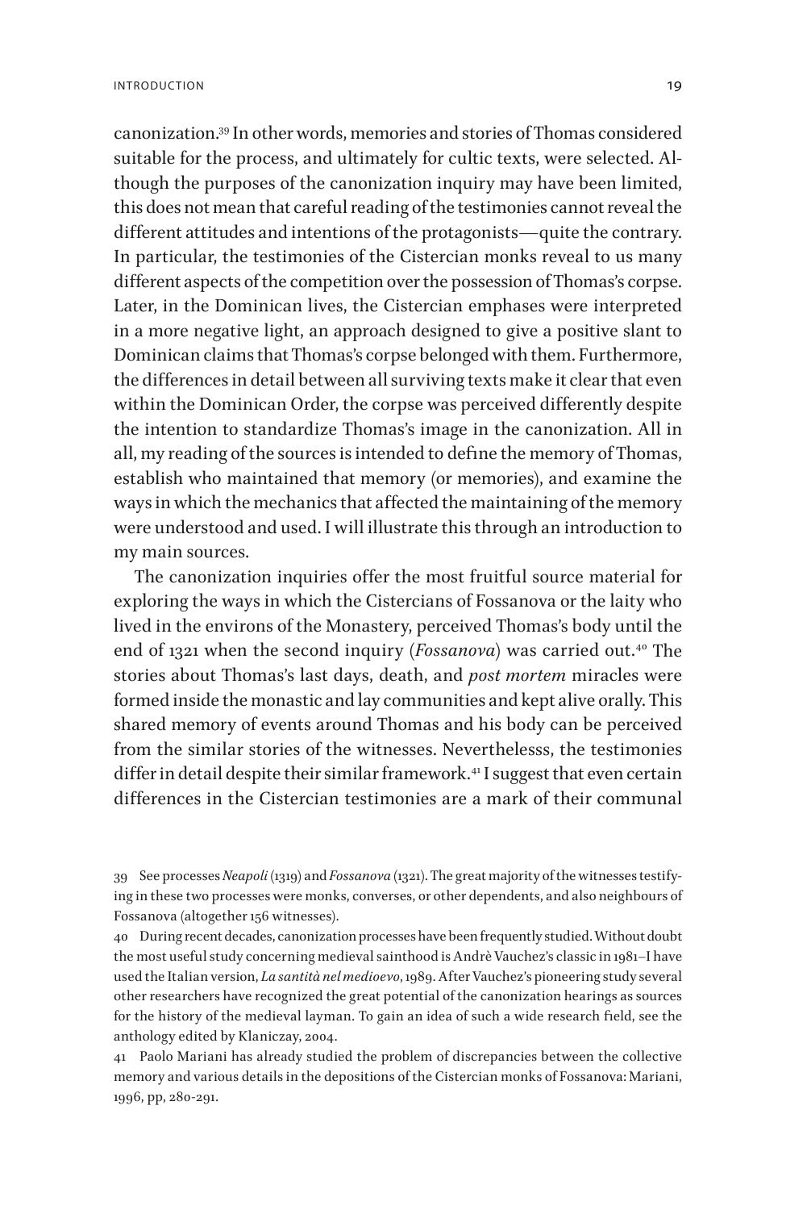canonization.[39] In other words, memories and stories of Thomas considered suitable for the process, and ultimately for cultic texts, were selected. Although the purposes of the canonization inquiry may have been limited, this does not mean that careful reading of the testimonies cannot reveal the different attitudes and intentions of the protagonists—quite the contrary. In particular, the testimonies of the Cistercian monks reveal to us many different aspects of the competition over the possession of Thomas's corpse. Later, in the Dominican lives, the Cistercian emphases were interpreted in a more negative light, an approach designed to give a positive slant to Dominican claims that Thomas's corpse belonged with them. Furthermore, the differences in detail between all surviving texts make it clear that even within the Dominican Order, the corpse was perceived differently despite the intention to standardize Thomas's image in the canonization. All in all, my reading of the sources is intended to define the memory of Thomas, establish who maintained that memory (or memories), and examine the ways in which the mechanics that affected the maintaining of the memory were understood and used. I will illustrate this through an introduction to my main sources.

The canonization inquiries offer the most fruitful source material for exploring the ways in which the Cistercians of Fossanova or the laity who lived in the environs of the Monastery, perceived Thomas's body until the end of 1321 when the second inquiry (*Fossanova*) was carried out.[40] The stories about Thomas's last days, death, and *post mortem* miracles were formed inside the monastic and lay communities and kept alive orally. This shared memory of events around Thomas and his body can be perceived from the similar stories of the witnesses. Neverthelesss, the testimonies differ in detail despite their similar framework.[41] I suggest that even certain differences in the Cistercian testimonies are a mark of their communal

39 See processes *Neapoli* (1319) and *Fossanova* (1321). The great majority of the witnesses testifying in these two processes were monks, converses, or other dependents, and also neighbours of Fossanova (altogether 156 witnesses).

40 During recent decades, canonization processes have been frequently studied. Without doubt the most useful study concerning medieval sainthood is Andrè Vauchez's classic in 1981–I have used the Italian version, *La santità nel medioevo*, 1989. After Vauchez's pioneering study several other researchers have recognized the great potential of the canonization hearings as sources for the history of the medieval layman. To gain an idea of such a wide research field, see the anthology edited by Klaniczay, 2004.

41 Paolo Mariani has already studied the problem of discrepancies between the collective memory and various details in the depositions of the Cistercian monks of Fossanova: Mariani, 1996, pp, 280-291.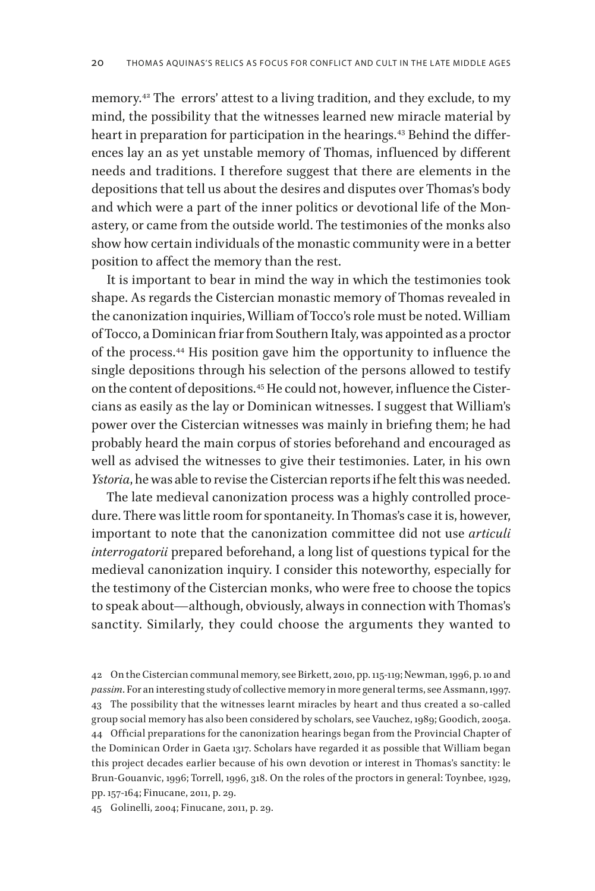memory.[42] The errors' attest to a living tradition, and they exclude, to my mind, the possibility that the witnesses learned new miracle material by heart in preparation for participation in the hearings.[43] Behind the differences lay an as yet unstable memory of Thomas, influenced by different needs and traditions. I therefore suggest that there are elements in the depositions that tell us about the desires and disputes over Thomas's body and which were a part of the inner politics or devotional life of the Monastery, or came from the outside world. The testimonies of the monks also show how certain individuals of the monastic community were in a better position to affect the memory than the rest.

It is important to bear in mind the way in which the testimonies took shape. As regards the Cistercian monastic memory of Thomas revealed in the canonization inquiries, William of Tocco's role must be noted. William of Tocco, a Dominican friar from Southern Italy, was appointed as a proctor of the process.[44] His position gave him the opportunity to influence the single depositions through his selection of the persons allowed to testify on the content of depositions.[45] He could not, however, influence the Cistercians as easily as the lay or Dominican witnesses. I suggest that William's power over the Cistercian witnesses was mainly in briefing them; he had probably heard the main corpus of stories beforehand and encouraged as well as advised the witnesses to give their testimonies. Later, in his own *Ystoria*, he was able to revise the Cistercian reports if he felt this was needed.

The late medieval canonization process was a highly controlled procedure. There was little room for spontaneity. In Thomas's case it is, however, important to note that the canonization committee did not use *articuli interrogatorii* prepared beforehand, a long list of questions typical for the medieval canonization inquiry. I consider this noteworthy, especially for the testimony of the Cistercian monks, who were free to choose the topics to speak about—although, obviously, always in connection with Thomas's sanctity. Similarly, they could choose the arguments they wanted to

42 On the Cistercian communal memory, see Birkett, 2010, pp. 115-119; Newman, 1996, p. 10 and *passim*. For an interesting study of collective memory in more general terms, see Assmann, 1997.

43 The possibility that the witnesses learnt miracles by heart and thus created a so-called group social memory has also been considered by scholars, see Vauchez, 1989; Goodich, 2005a.

44 Official preparations for the canonization hearings began from the Provincial Chapter of the Dominican Order in Gaeta 1317. Scholars have regarded it as possible that William began this project decades earlier because of his own devotion or interest in Thomas's sanctity: le Brun-Gouanvic, 1996; Torrell, 1996, 318. On the roles of the proctors in general: Toynbee, 1929, pp. 157-164; Finucane, 2011, p. 29.

45 Golinelli, 2004; Finucane, 2011, p. 29.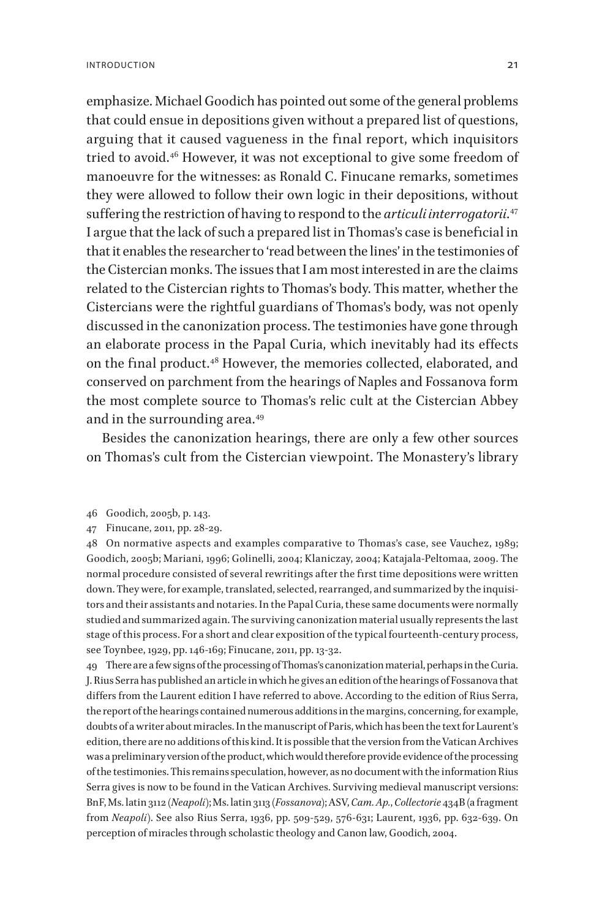emphasize. Michael Goodich has pointed out some of the general problems that could ensue in depositions given without a prepared list of questions, arguing that it caused vagueness in the final report, which inquisitors tried to avoid.[46] However, it was not exceptional to give some freedom of manoeuvre for the witnesses: as Ronald C. Finucane remarks, sometimes they were allowed to follow their own logic in their depositions, without suffering the restriction of having to respond to the *articuli interrogatorii*.[47] I argue that the lack of such a prepared list in Thomas's case is beneficial in that it enables the researcher to 'read between the lines' in the testimonies of the Cistercian monks. The issues that I am most interested in are the claims related to the Cistercian rights to Thomas's body. This matter, whether the Cistercians were the rightful guardians of Thomas's body, was not openly discussed in the canonization process. The testimonies have gone through an elaborate process in the Papal Curia, which inevitably had its effects on the final product.[48] However, the memories collected, elaborated, and conserved on parchment from the hearings of Naples and Fossanova form the most complete source to Thomas's relic cult at the Cistercian Abbey and in the surrounding area.[49]

Besides the canonization hearings, there are only a few other sources on Thomas's cult from the Cistercian viewpoint. The Monastery's library

46 Goodich, 2005b, p. 143.

47 Finucane, 2011, pp. 28-29.

48 On normative aspects and examples comparative to Thomas's case, see Vauchez, 1989; Goodich, 2005b; Mariani, 1996; Golinelli, 2004; Klaniczay, 2004; Katajala-Peltomaa, 2009. The normal procedure consisted of several rewritings after the first time depositions were written down. They were, for example, translated, selected, rearranged, and summarized by the inquisitors and their assistants and notaries. In the Papal Curia, these same documents were normally studied and summarized again. The surviving canonization material usually represents the last stage of this process. For a short and clear exposition of the typical fourteenth-century process, see Toynbee, 1929, pp. 146-169; Finucane, 2011, pp. 13-32.

49 There are a few signs of the processing of Thomas's canonization material, perhaps in the Curia. J. Rius Serra has published an article in which he gives an edition of the hearings of Fossanova that differs from the Laurent edition I have referred to above. According to the edition of Rius Serra, the report of the hearings contained numerous additions in the margins, concerning, for example, doubts of a writer about miracles. In the manuscript of Paris, which has been the text for Laurent's edition, there are no additions of this kind. It is possible that the version from the Vatican Archives was a preliminary version of the product, which would therefore provide evidence of the processing of the testimonies. This remains speculation, however, as no document with the information Rius Serra gives is now to be found in the Vatican Archives. Surviving medieval manuscript versions: BnF, Ms. latin 3112 (*Neapoli*); Ms. latin 3113 (*Fossanova*); ASV, *Cam. Ap.*, *Collectorie* 434B (a fragment from *Neapoli*). See also Rius Serra, 1936, pp. 509-529, 576-631; Laurent, 1936, pp. 632-639. On perception of miracles through scholastic theology and Canon law, Goodich, 2004.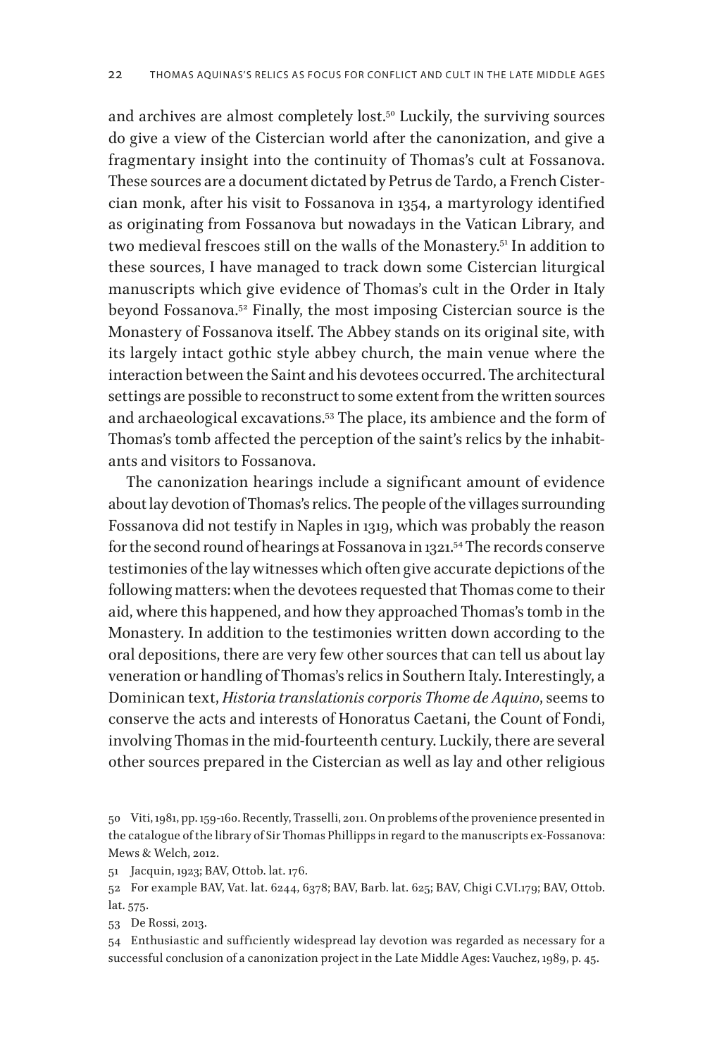and archives are almost completely lost.[50] Luckily, the surviving sources do give a view of the Cistercian world after the canonization, and give a fragmentary insight into the continuity of Thomas's cult at Fossanova. These sources are a document dictated by Petrus de Tardo, a French Cistercian monk, after his visit to Fossanova in 1354, a martyrology identified as originating from Fossanova but nowadays in the Vatican Library, and two medieval frescoes still on the walls of the Monastery.[51] In addition to these sources, I have managed to track down some Cistercian liturgical manuscripts which give evidence of Thomas's cult in the Order in Italy beyond Fossanova.[52] Finally, the most imposing Cistercian source is the Monastery of Fossanova itself. The Abbey stands on its original site, with its largely intact gothic style abbey church, the main venue where the interaction between the Saint and his devotees occurred. The architectural settings are possible to reconstruct to some extent from the written sources and archaeological excavations.[53] The place, its ambience and the form of Thomas's tomb affected the perception of the saint's relics by the inhabitants and visitors to Fossanova.

The canonization hearings include a significant amount of evidence about lay devotion of Thomas's relics. The people of the villages surrounding Fossanova did not testify in Naples in 1319, which was probably the reason for the second round of hearings at Fossanova in 1321.[54] The records conserve testimonies of the lay witnesses which often give accurate depictions of the following matters: when the devotees requested that Thomas come to their aid, where this happened, and how they approached Thomas's tomb in the Monastery. In addition to the testimonies written down according to the oral depositions, there are very few other sources that can tell us about lay veneration or handling of Thomas's relics in Southern Italy. Interestingly, a Dominican text, *Historia translationis corporis Thome de Aquino*, seems to conserve the acts and interests of Honoratus Caetani, the Count of Fondi, involving Thomas in the mid-fourteenth century. Luckily, there are several other sources prepared in the Cistercian as well as lay and other religious

50 Viti, 1981, pp. 159-160. Recently, Trasselli, 2011. On problems of the provenience presented in the catalogue of the library of Sir Thomas Phillipps in regard to the manuscripts ex-Fossanova: Mews & Welch, 2012.

51 Jacquin, 1923; BAV, Ottob. lat. 176.

52 For example BAV, Vat. lat. 6244, 6378; BAV, Barb. lat. 625; BAV, Chigi C.VI.179; BAV, Ottob. lat. 575.

53 De Rossi, 2013.

54 Enthusiastic and sufficiently widespread lay devotion was regarded as necessary for a successful conclusion of a canonization project in the Late Middle Ages: Vauchez, 1989, p. 45.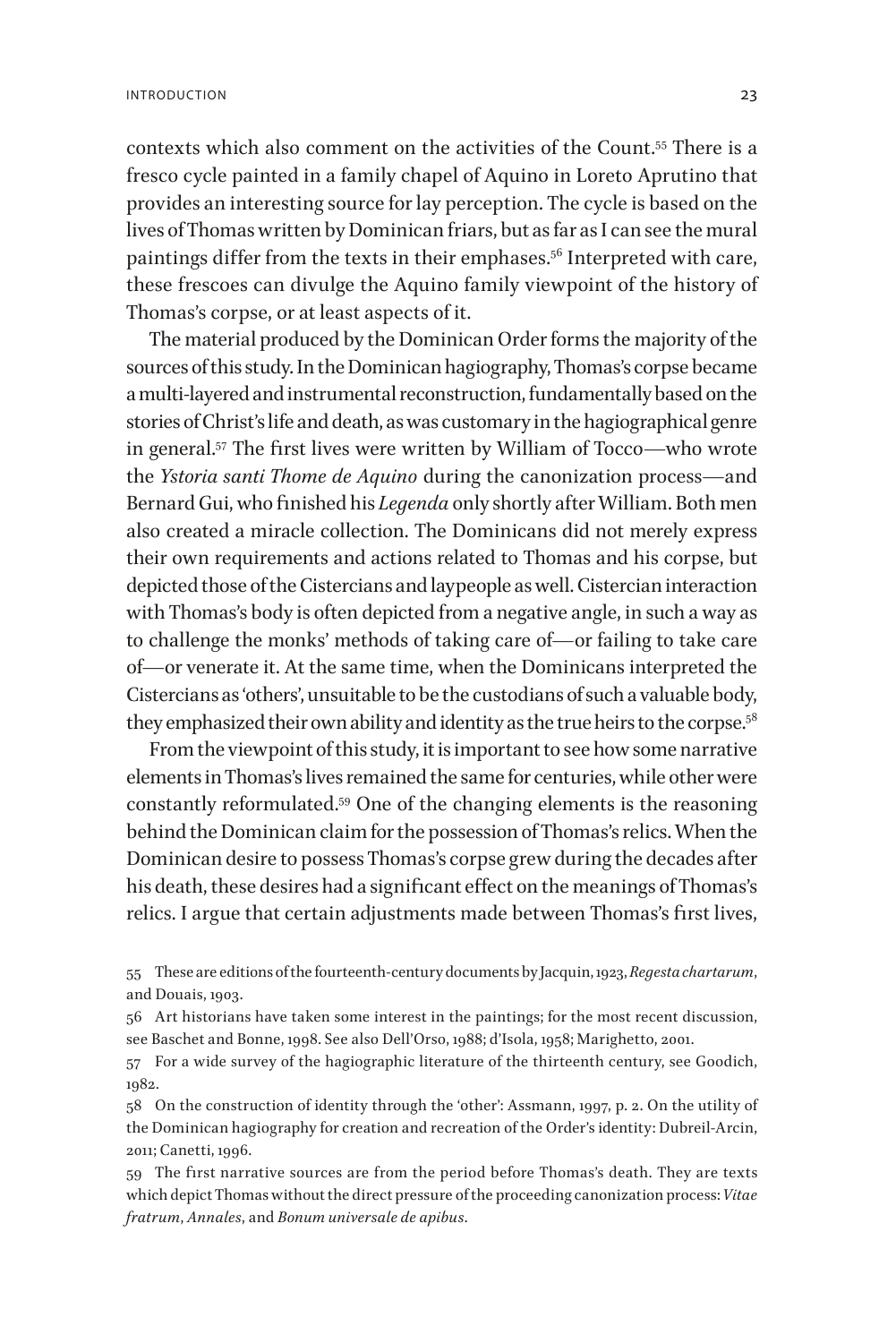contexts which also comment on the activities of the Count.[55] There is a fresco cycle painted in a family chapel of Aquino in Loreto Aprutino that provides an interesting source for lay perception. The cycle is based on the lives of Thomas written by Dominican friars, but as far as I can see the mural paintings differ from the texts in their emphases.[56] Interpreted with care, these frescoes can divulge the Aquino family viewpoint of the history of Thomas's corpse, or at least aspects of it.

The material produced by the Dominican Order forms the majority of the sources of this study. In the Dominican hagiography, Thomas's corpse became a multi-layered and instrumental reconstruction, fundamentally based on the stories of Christ's life and death, as was customary in the hagiographical genre in general.[57] The first lives were written by William of Tocco—who wrote the *Ystoria santi Thome de Aquino* during the canonization process—and Bernard Gui, who finished his *Legenda* only shortly after William. Both men also created a miracle collection. The Dominicans did not merely express their own requirements and actions related to Thomas and his corpse, but depicted those of the Cistercians and laypeople as well. Cistercian interaction with Thomas's body is often depicted from a negative angle, in such a way as to challenge the monks' methods of taking care of—or failing to take care of—or venerate it. At the same time, when the Dominicans interpreted the Cistercians as 'others', unsuitable to be the custodians of such a valuable body, they emphasized their own ability and identity as the true heirs to the corpse.[58]

From the viewpoint of this study, it is important to see how some narrative elements in Thomas's lives remained the same for centuries, while other were constantly reformulated.[59] One of the changing elements is the reasoning behind the Dominican claim for the possession of Thomas's relics. When the Dominican desire to possess Thomas's corpse grew during the decades after his death, these desires had a significant effect on the meanings of Thomas's relics. I argue that certain adjustments made between Thomas's first lives,

55 These are editions of the fourteenth-century documents by Jacquin, 1923, *Regesta chartarum*, and Douais, 1903.

56 Art historians have taken some interest in the paintings; for the most recent discussion, see Baschet and Bonne, 1998. See also Dell'Orso, 1988; d'Isola, 1958; Marighetto, 2001.

57 For a wide survey of the hagiographic literature of the thirteenth century, see Goodich, 1982.

58 On the construction of identity through the 'other': Assmann, 1997, p. 2. On the utility of the Dominican hagiography for creation and recreation of the Order's identity: Dubreil-Arcin, 2011; Canetti, 1996.

59 The first narrative sources are from the period before Thomas's death. They are texts which depict Thomas without the direct pressure of the proceeding canonization process: *Vitae fratrum*, *Annales*, and *Bonum universale de apibus*.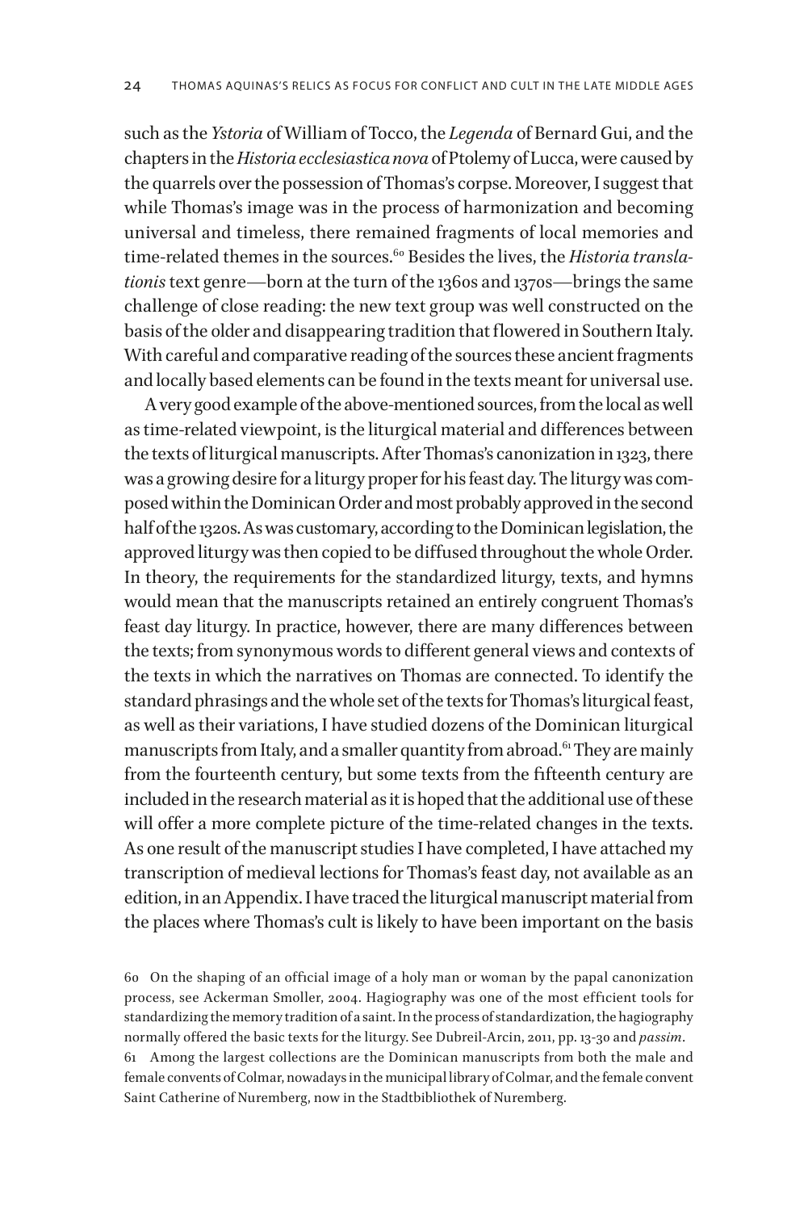such as the *Ystoria* of William of Tocco, the *Legenda* of Bernard Gui, and the chapters in the *Historia ecclesiastica nova* of Ptolemy of Lucca, were caused by the quarrels over the possession of Thomas's corpse. Moreover, I suggest that while Thomas's image was in the process of harmonization and becoming universal and timeless, there remained fragments of local memories and time-related themes in the sources.[60] Besides the lives, the *Historia translationis* text genre—born at the turn of the 1360s and 1370s—brings the same challenge of close reading: the new text group was well constructed on the basis of the older and disappearing tradition that flowered in Southern Italy. With careful and comparative reading of the sources these ancient fragments and locally based elements can be found in the texts meant for universal use.

A very good example of the above-mentioned sources, from the local as well as time-related viewpoint, is the liturgical material and differences between the texts of liturgical manuscripts. After Thomas's canonization in 1323, there was a growing desire for a liturgy proper for his feast day. The liturgy was composed within the Dominican Order and most probably approved in the second half of the 1320s. As was customary, according to the Dominican legislation, the approved liturgy was then copied to be diffused throughout the whole Order. In theory, the requirements for the standardized liturgy, texts, and hymns would mean that the manuscripts retained an entirely congruent Thomas's feast day liturgy. In practice, however, there are many differences between the texts; from synonymous words to different general views and contexts of the texts in which the narratives on Thomas are connected. To identify the standard phrasings and the whole set of the texts for Thomas's liturgical feast, as well as their variations, I have studied dozens of the Dominican liturgical manuscripts from Italy, and a smaller quantity from abroad.[61] They are mainly from the fourteenth century, but some texts from the fifteenth century are included in the research material as it is hoped that the additional use of these will offer a more complete picture of the time-related changes in the texts. As one result of the manuscript studies I have completed, I have attached my transcription of medieval lections for Thomas's feast day, not available as an edition, in an Appendix. I have traced the liturgical manuscript material from the places where Thomas's cult is likely to have been important on the basis

60 On the shaping of an official image of a holy man or woman by the papal canonization process, see Ackerman Smoller, 2004. Hagiography was one of the most efficient tools for standardizing the memory tradition of a saint. In the process of standardization, the hagiography normally offered the basic texts for the liturgy. See Dubreil-Arcin, 2011, pp. 13-30 and *passim*.

61 Among the largest collections are the Dominican manuscripts from both the male and female convents of Colmar, nowadays in the municipal library of Colmar, and the female convent Saint Catherine of Nuremberg, now in the Stadtbibliothek of Nuremberg.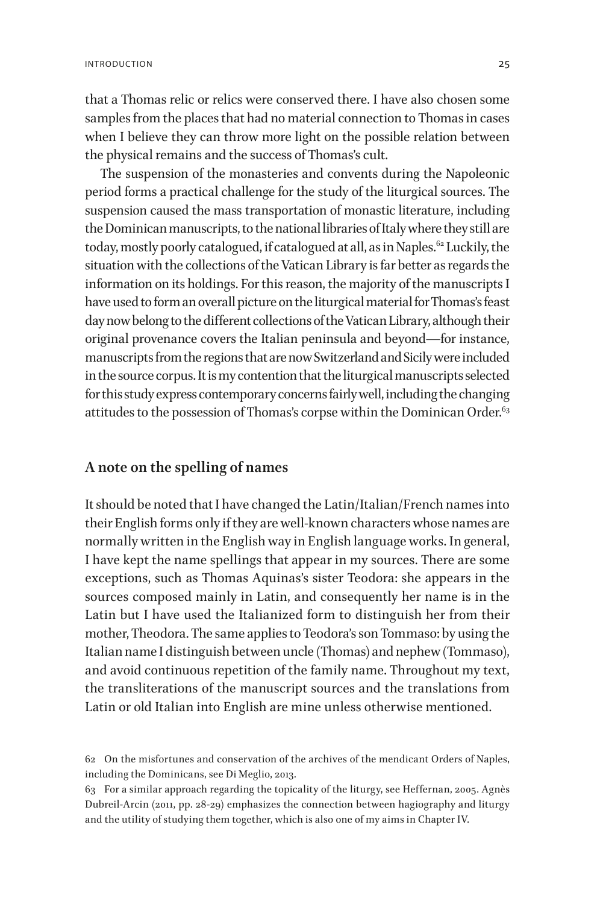that a Thomas relic or relics were conserved there. I have also chosen some samples from the places that had no material connection to Thomas in cases when I believe they can throw more light on the possible relation between the physical remains and the success of Thomas's cult.

The suspension of the monasteries and convents during the Napoleonic period forms a practical challenge for the study of the liturgical sources. The suspension caused the mass transportation of monastic literature, including the Dominican manuscripts, to the national libraries of Italy where they still are today, mostly poorly catalogued, if catalogued at all, as in Naples.[62] Luckily, the situation with the collections of the Vatican Library is far better as regards the information on its holdings. For this reason, the majority of the manuscripts I have used to form an overall picture on the liturgical material for Thomas's feast day now belong to the different collections of the Vatican Library, although their original provenance covers the Italian peninsula and beyond—for instance, manuscripts from the regions that are now Switzerland and Sicily were included in the source corpus. It is my contention that the liturgical manuscripts selected for this study express contemporary concerns fairly well, including the changing attitudes to the possession of Thomas's corpse within the Dominican Order.[63]

## A note on the spelling of names

It should be noted that I have changed the Latin/Italian/French names into their English forms only if they are well-known characters whose names are normally written in the English way in English language works. In general, I have kept the name spellings that appear in my sources. There are some exceptions, such as Thomas Aquinas's sister Teodora: she appears in the sources composed mainly in Latin, and consequently her name is in the Latin but I have used the Italianized form to distinguish her from their mother, Theodora. The same applies to Teodora's son Tommaso: by using the Italian name I distinguish between uncle (Thomas) and nephew (Tommaso), and avoid continuous repetition of the family name. Throughout my text, the transliterations of the manuscript sources and the translations from Latin or old Italian into English are mine unless otherwise mentioned.

62 On the misfortunes and conservation of the archives of the mendicant Orders of Naples, including the Dominicans, see Di Meglio, 2013.

63 For a similar approach regarding the topicality of the liturgy, see Heffernan, 2005. Agnès Dubreil-Arcin (2011, pp. 28-29) emphasizes the connection between hagiography and liturgy and the utility of studying them together, which is also one of my aims in Chapter IV.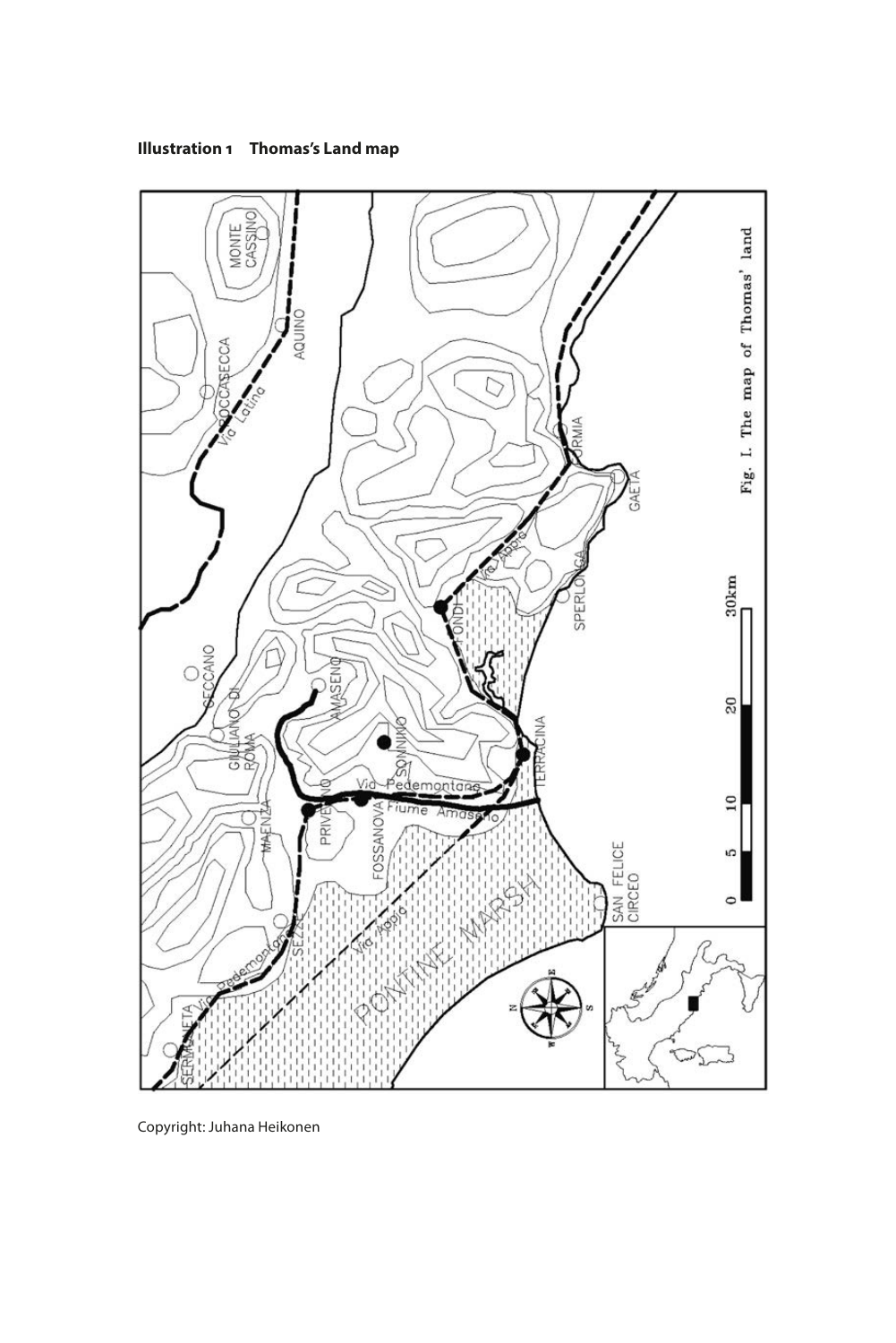**Illustration 1 Thomas's Land map**

MONTE CASSINO
ROCCASECCA
AQUINO
Via Latina
FORMIA
GAETA
Via Appia
SPERLONGA
FONDI
CECCANO
AMASENO
GIULIANO DI ROMA
SONNINO
TERRACINA
MAENZA
PRIVERNO
FOSSANOVA
Via Pedemontana
Fiume Amaseno
SAN FELICE CIRCEO
SEZZE
Via Appia
PONTINE MARSH
SERMONETA
Via Pedemontana
0 5 10 20 30km

Fig. I. The map of Thomas' land

Copyright: Juhana Heikonen